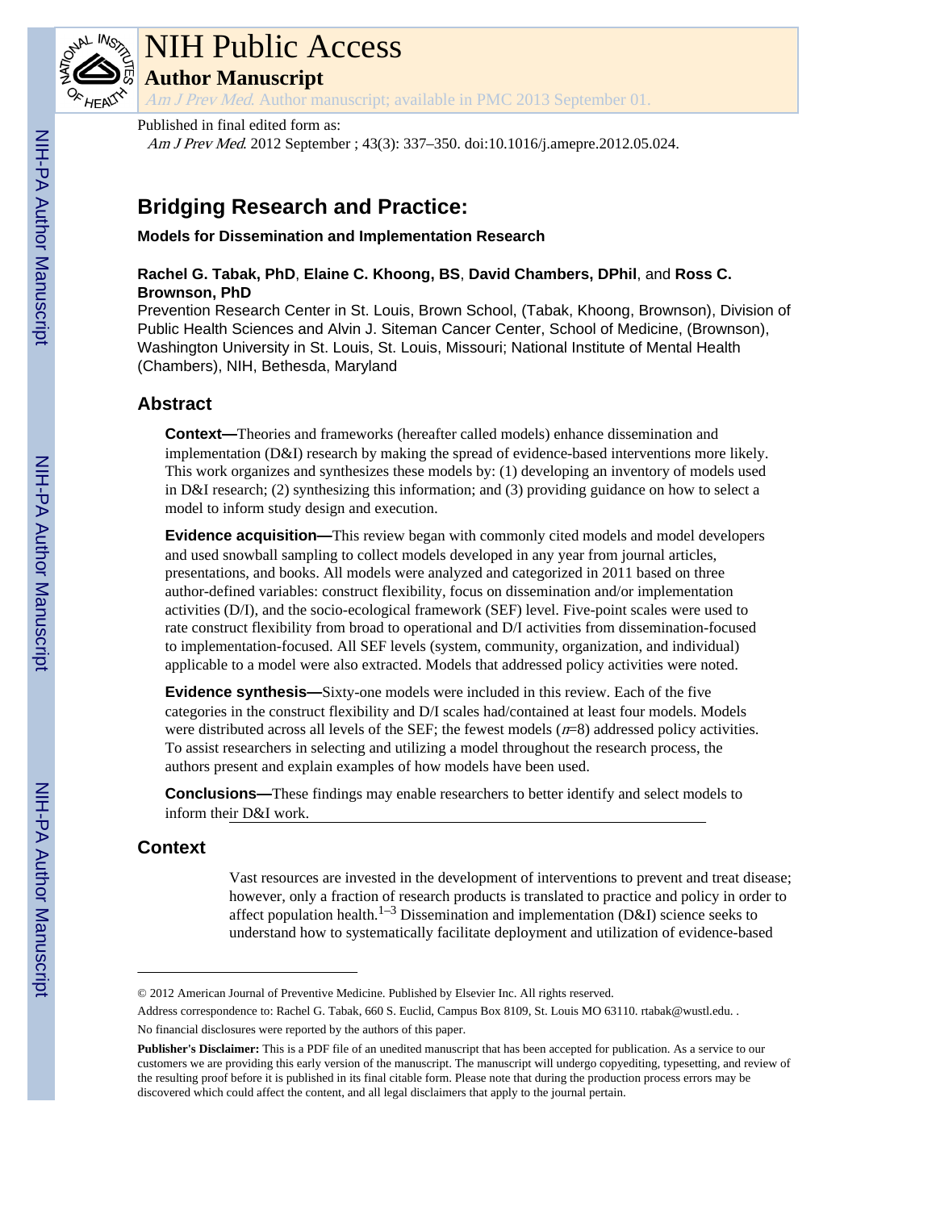# NIH Public Access

## Author Manuscript

*Am J Prev Med*. Author manuscript; available in PMC 2013 September 01.

Published in final edited form as:

*Am J Prev Med*. 2012 September ; 43(3): 337–350. doi:10.1016/j.amepre.2012.05.024.

# Bridging Research and Practice:

### Models for Dissemination and Implementation Research

**Rachel G. Tabak, PhD**, **Elaine C. Khoong, BS**, **David Chambers, DPhil**, and **Ross C. Brownson, PhD**

Prevention Research Center in St. Louis, Brown School, (Tabak, Khoong, Brownson), Division of Public Health Sciences and Alvin J. Siteman Cancer Center, School of Medicine, (Brownson), Washington University in St. Louis, St. Louis, Missouri; National Institute of Mental Health (Chambers), NIH, Bethesda, Maryland

## Abstract

**Context—**Theories and frameworks (hereafter called models) enhance dissemination and implementation (D&I) research by making the spread of evidence-based interventions more likely. This work organizes and synthesizes these models by: (1) developing an inventory of models used in D&I research; (2) synthesizing this information; and (3) providing guidance on how to select a model to inform study design and execution.

**Evidence acquisition—**This review began with commonly cited models and model developers and used snowball sampling to collect models developed in any year from journal articles, presentations, and books. All models were analyzed and categorized in 2011 based on three author-defined variables: construct flexibility, focus on dissemination and/or implementation activities (D/I), and the socio-ecological framework (SEF) level. Five-point scales were used to rate construct flexibility from broad to operational and D/I activities from dissemination-focused to implementation-focused. All SEF levels (system, community, organization, and individual) applicable to a model were also extracted. Models that addressed policy activities were noted.

**Evidence synthesis—**Sixty-one models were included in this review. Each of the five categories in the construct flexibility and D/I scales had/contained at least four models. Models were distributed across all levels of the SEF; the fewest models (*n*=8) addressed policy activities. To assist researchers in selecting and utilizing a model throughout the research process, the authors present and explain examples of how models have been used.

**Conclusions—**These findings may enable researchers to better identify and select models to inform their D&I work.

## Context

Vast resources are invested in the development of interventions to prevent and treat disease; however, only a fraction of research products is translated to practice and policy in order to affect population health.[1–3] Dissemination and implementation (D&I) science seeks to understand how to systematically facilitate deployment and utilization of evidence-based

---

© 2012 American Journal of Preventive Medicine. Published by Elsevier Inc. All rights reserved.

Address correspondence to: Rachel G. Tabak, 660 S. Euclid, Campus Box 8109, St. Louis MO 63110. rtabak@wustl.edu. .

No financial disclosures were reported by the authors of this paper.

**Publisher's Disclaimer:** This is a PDF file of an unedited manuscript that has been accepted for publication. As a service to our customers we are providing this early version of the manuscript. The manuscript will undergo copyediting, typesetting, and review of the resulting proof before it is published in its final citable form. Please note that during the production process errors may be discovered which could affect the content, and all legal disclaimers that apply to the journal pertain.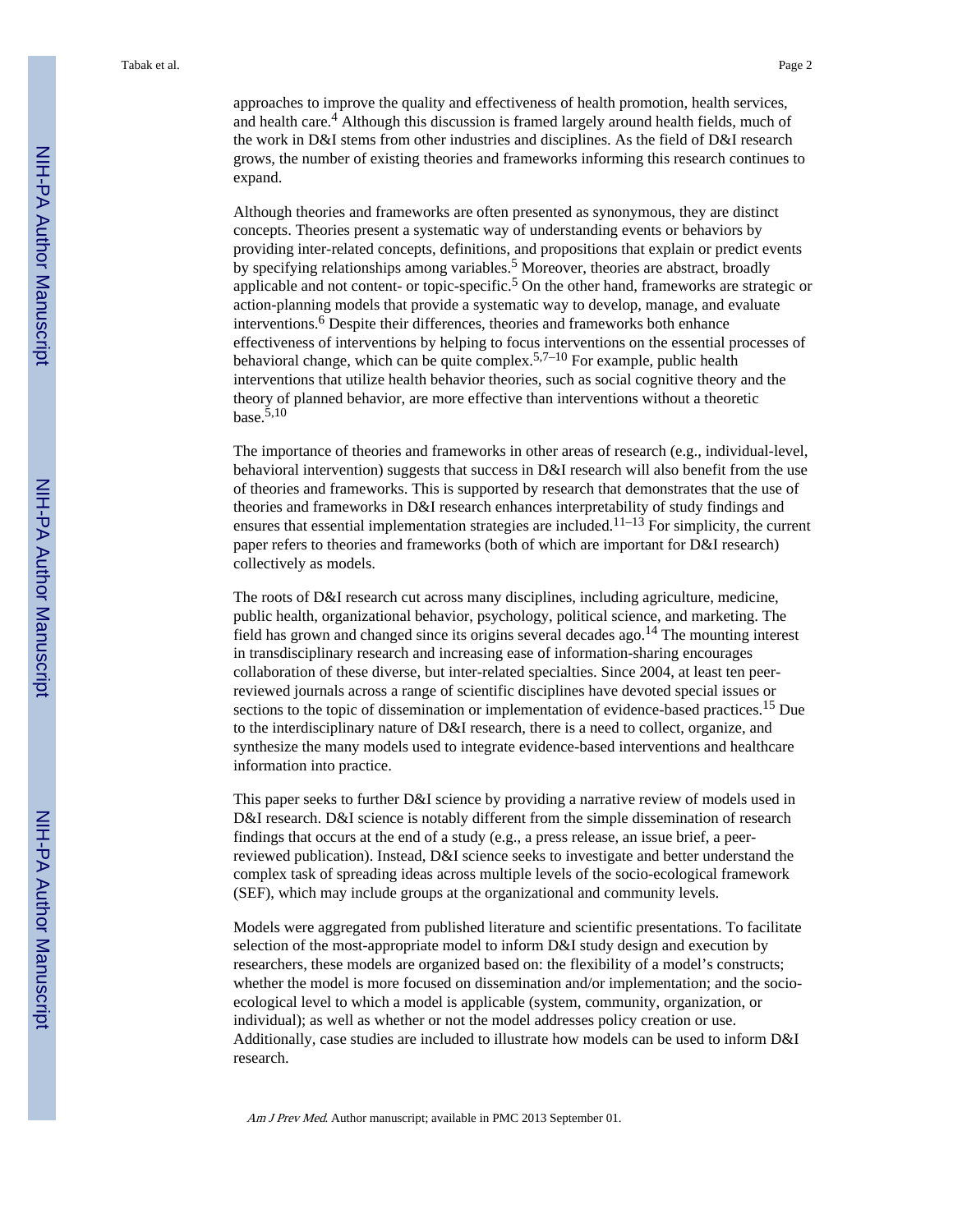approaches to improve the quality and effectiveness of health promotion, health services, and health care.[4] Although this discussion is framed largely around health fields, much of the work in D&I stems from other industries and disciplines. As the field of D&I research grows, the number of existing theories and frameworks informing this research continues to expand.

Although theories and frameworks are often presented as synonymous, they are distinct concepts. Theories present a systematic way of understanding events or behaviors by providing inter-related concepts, definitions, and propositions that explain or predict events by specifying relationships among variables.[5] Moreover, theories are abstract, broadly applicable and not content- or topic-specific.[5] On the other hand, frameworks are strategic or action-planning models that provide a systematic way to develop, manage, and evaluate interventions.[6] Despite their differences, theories and frameworks both enhance effectiveness of interventions by helping to focus interventions on the essential processes of behavioral change, which can be quite complex.[5,7–10] For example, public health interventions that utilize health behavior theories, such as social cognitive theory and the theory of planned behavior, are more effective than interventions without a theoretic base.[5,10]

The importance of theories and frameworks in other areas of research (e.g., individual-level, behavioral intervention) suggests that success in D&I research will also benefit from the use of theories and frameworks. This is supported by research that demonstrates that the use of theories and frameworks in D&I research enhances interpretability of study findings and ensures that essential implementation strategies are included.[11–13] For simplicity, the current paper refers to theories and frameworks (both of which are important for D&I research) collectively as models.

The roots of D&I research cut across many disciplines, including agriculture, medicine, public health, organizational behavior, psychology, political science, and marketing. The field has grown and changed since its origins several decades ago.[14] The mounting interest in transdisciplinary research and increasing ease of information-sharing encourages collaboration of these diverse, but inter-related specialties. Since 2004, at least ten peer-reviewed journals across a range of scientific disciplines have devoted special issues or sections to the topic of dissemination or implementation of evidence-based practices.[15] Due to the interdisciplinary nature of D&I research, there is a need to collect, organize, and synthesize the many models used to integrate evidence-based interventions and healthcare information into practice.

This paper seeks to further D&I science by providing a narrative review of models used in D&I research. D&I science is notably different from the simple dissemination of research findings that occurs at the end of a study (e.g., a press release, an issue brief, a peer-reviewed publication). Instead, D&I science seeks to investigate and better understand the complex task of spreading ideas across multiple levels of the socio-ecological framework (SEF), which may include groups at the organizational and community levels.

Models were aggregated from published literature and scientific presentations. To facilitate selection of the most-appropriate model to inform D&I study design and execution by researchers, these models are organized based on: the flexibility of a model's constructs; whether the model is more focused on dissemination and/or implementation; and the socio-ecological level to which a model is applicable (system, community, organization, or individual); as well as whether or not the model addresses policy creation or use. Additionally, case studies are included to illustrate how models can be used to inform D&I research.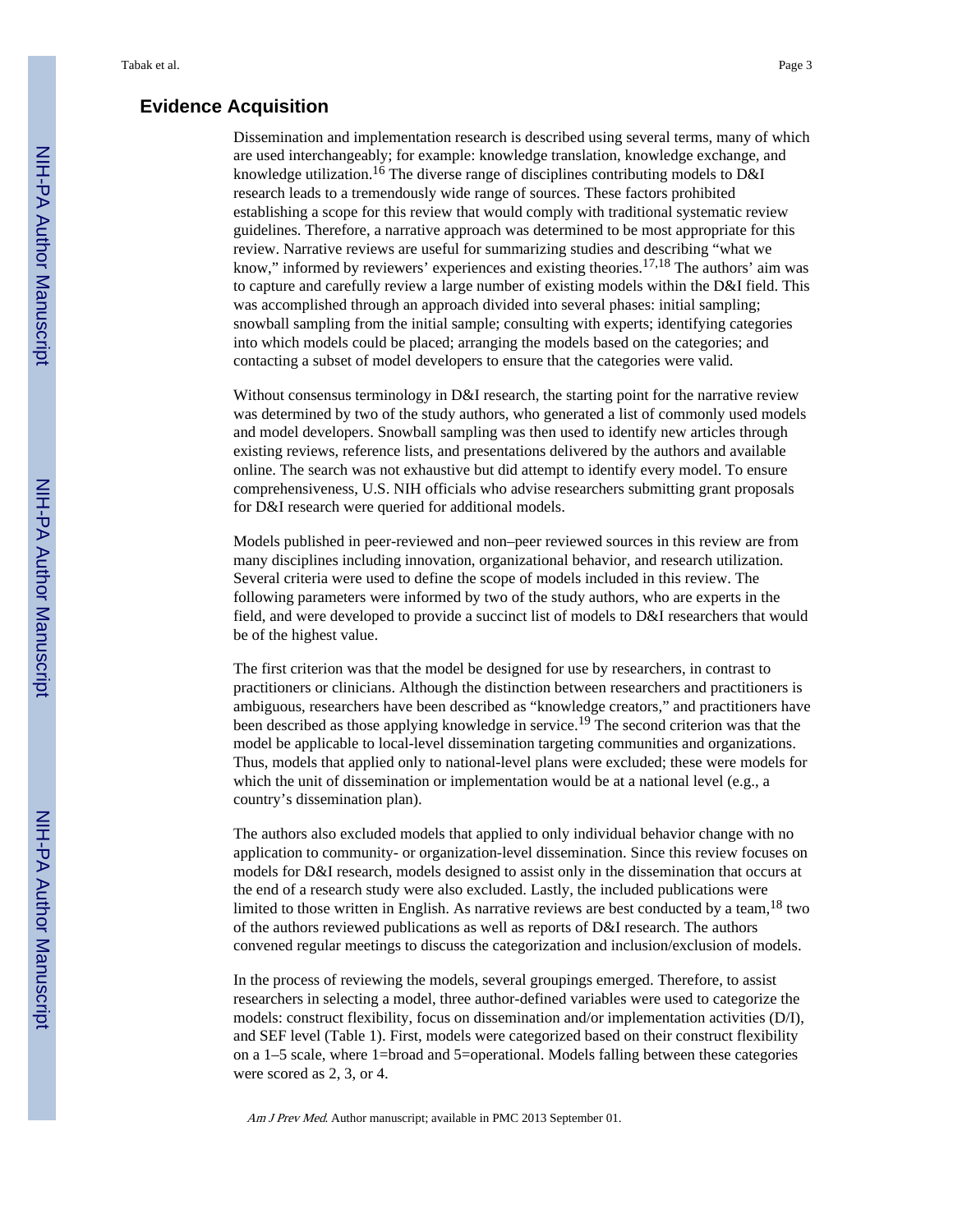## Evidence Acquisition

Dissemination and implementation research is described using several terms, many of which are used interchangeably; for example: knowledge translation, knowledge exchange, and knowledge utilization.[16] The diverse range of disciplines contributing models to D&I research leads to a tremendously wide range of sources. These factors prohibited establishing a scope for this review that would comply with traditional systematic review guidelines. Therefore, a narrative approach was determined to be most appropriate for this review. Narrative reviews are useful for summarizing studies and describing "what we know," informed by reviewers' experiences and existing theories.[17,18] The authors' aim was to capture and carefully review a large number of existing models within the D&I field. This was accomplished through an approach divided into several phases: initial sampling; snowball sampling from the initial sample; consulting with experts; identifying categories into which models could be placed; arranging the models based on the categories; and contacting a subset of model developers to ensure that the categories were valid.

Without consensus terminology in D&I research, the starting point for the narrative review was determined by two of the study authors, who generated a list of commonly used models and model developers. Snowball sampling was then used to identify new articles through existing reviews, reference lists, and presentations delivered by the authors and available online. The search was not exhaustive but did attempt to identify every model. To ensure comprehensiveness, U.S. NIH officials who advise researchers submitting grant proposals for D&I research were queried for additional models.

Models published in peer-reviewed and non–peer reviewed sources in this review are from many disciplines including innovation, organizational behavior, and research utilization. Several criteria were used to define the scope of models included in this review. The following parameters were informed by two of the study authors, who are experts in the field, and were developed to provide a succinct list of models to D&I researchers that would be of the highest value.

The first criterion was that the model be designed for use by researchers, in contrast to practitioners or clinicians. Although the distinction between researchers and practitioners is ambiguous, researchers have been described as "knowledge creators," and practitioners have been described as those applying knowledge in service.[19] The second criterion was that the model be applicable to local-level dissemination targeting communities and organizations. Thus, models that applied only to national-level plans were excluded; these were models for which the unit of dissemination or implementation would be at a national level (e.g., a country's dissemination plan).

The authors also excluded models that applied to only individual behavior change with no application to community- or organization-level dissemination. Since this review focuses on models for D&I research, models designed to assist only in the dissemination that occurs at the end of a research study were also excluded. Lastly, the included publications were limited to those written in English. As narrative reviews are best conducted by a team,[18] two of the authors reviewed publications as well as reports of D&I research. The authors convened regular meetings to discuss the categorization and inclusion/exclusion of models.

In the process of reviewing the models, several groupings emerged. Therefore, to assist researchers in selecting a model, three author-defined variables were used to categorize the models: construct flexibility, focus on dissemination and/or implementation activities (D/I), and SEF level (Table 1). First, models were categorized based on their construct flexibility on a 1–5 scale, where 1=broad and 5=operational. Models falling between these categories were scored as 2, 3, or 4.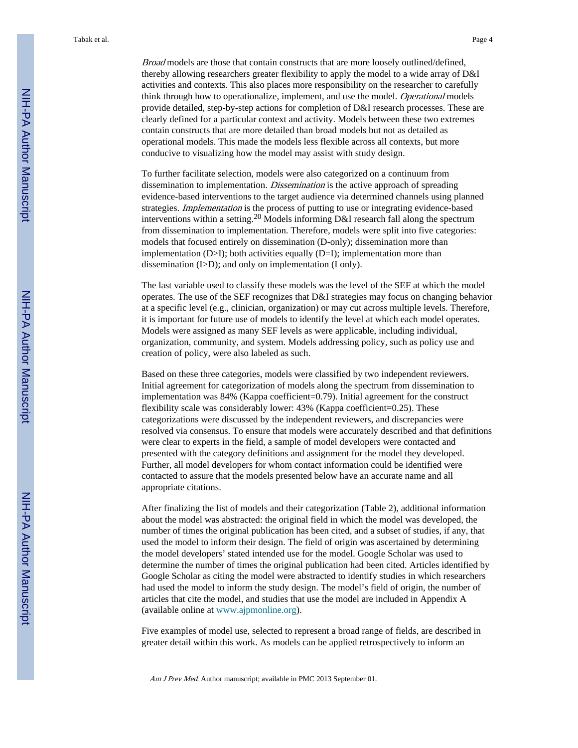*Broad* models are those that contain constructs that are more loosely outlined/defined, thereby allowing researchers greater flexibility to apply the model to a wide array of D&I activities and contexts. This also places more responsibility on the researcher to carefully think through how to operationalize, implement, and use the model. *Operational* models provide detailed, step-by-step actions for completion of D&I research processes. These are clearly defined for a particular context and activity. Models between these two extremes contain constructs that are more detailed than broad models but not as detailed as operational models. This made the models less flexible across all contexts, but more conducive to visualizing how the model may assist with study design.

To further facilitate selection, models were also categorized on a continuum from dissemination to implementation. *Dissemination* is the active approach of spreading evidence-based interventions to the target audience via determined channels using planned strategies. *Implementation* is the process of putting to use or integrating evidence-based interventions within a setting.[20] Models informing D&I research fall along the spectrum from dissemination to implementation. Therefore, models were split into five categories: models that focused entirely on dissemination (D-only); dissemination more than implementation (D>I); both activities equally (D=I); implementation more than dissemination (I>D); and only on implementation (I only).

The last variable used to classify these models was the level of the SEF at which the model operates. The use of the SEF recognizes that D&I strategies may focus on changing behavior at a specific level (e.g., clinician, organization) or may cut across multiple levels. Therefore, it is important for future use of models to identify the level at which each model operates. Models were assigned as many SEF levels as were applicable, including individual, organization, community, and system. Models addressing policy, such as policy use and creation of policy, were also labeled as such.

Based on these three categories, models were classified by two independent reviewers. Initial agreement for categorization of models along the spectrum from dissemination to implementation was 84% (Kappa coefficient=0.79). Initial agreement for the construct flexibility scale was considerably lower: 43% (Kappa coefficient=0.25). These categorizations were discussed by the independent reviewers, and discrepancies were resolved via consensus. To ensure that models were accurately described and that definitions were clear to experts in the field, a sample of model developers were contacted and presented with the category definitions and assignment for the model they developed. Further, all model developers for whom contact information could be identified were contacted to assure that the models presented below have an accurate name and all appropriate citations.

After finalizing the list of models and their categorization (Table 2), additional information about the model was abstracted: the original field in which the model was developed, the number of times the original publication has been cited, and a subset of studies, if any, that used the model to inform their design. The field of origin was ascertained by determining the model developers' stated intended use for the model. Google Scholar was used to determine the number of times the original publication had been cited. Articles identified by Google Scholar as citing the model were abstracted to identify studies in which researchers had used the model to inform the study design. The model's field of origin, the number of articles that cite the model, and studies that use the model are included in Appendix A (available online at www.ajpmonline.org).

Five examples of model use, selected to represent a broad range of fields, are described in greater detail within this work. As models can be applied retrospectively to inform an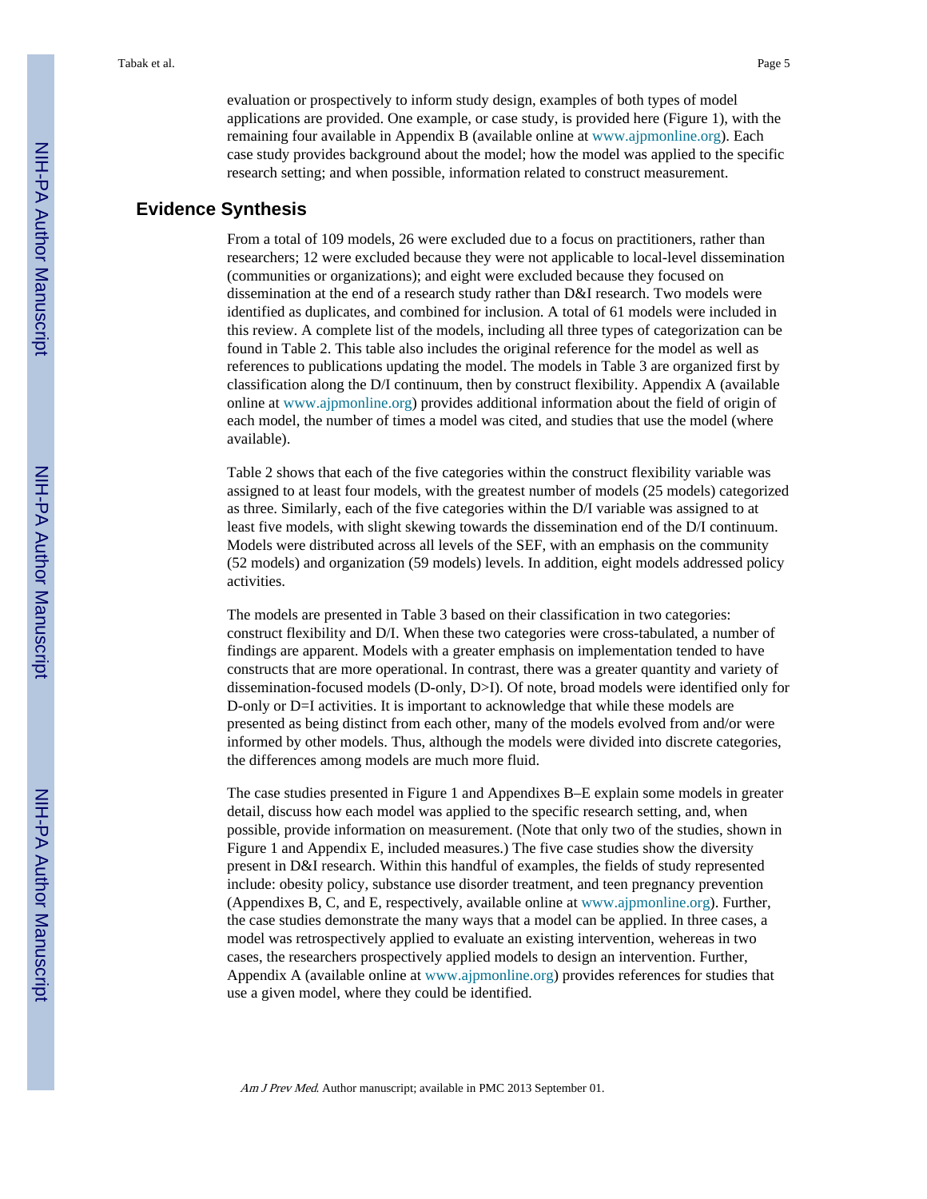evaluation or prospectively to inform study design, examples of both types of model applications are provided. One example, or case study, is provided here (Figure 1), with the remaining four available in Appendix B (available online at www.ajpmonline.org). Each case study provides background about the model; how the model was applied to the specific research setting; and when possible, information related to construct measurement.

## Evidence Synthesis

From a total of 109 models, 26 were excluded due to a focus on practitioners, rather than researchers; 12 were excluded because they were not applicable to local-level dissemination (communities or organizations); and eight were excluded because they focused on dissemination at the end of a research study rather than D&I research. Two models were identified as duplicates, and combined for inclusion. A total of 61 models were included in this review. A complete list of the models, including all three types of categorization can be found in Table 2. This table also includes the original reference for the model as well as references to publications updating the model. The models in Table 3 are organized first by classification along the D/I continuum, then by construct flexibility. Appendix A (available online at www.ajpmonline.org) provides additional information about the field of origin of each model, the number of times a model was cited, and studies that use the model (where available).

Table 2 shows that each of the five categories within the construct flexibility variable was assigned to at least four models, with the greatest number of models (25 models) categorized as three. Similarly, each of the five categories within the D/I variable was assigned to at least five models, with slight skewing towards the dissemination end of the D/I continuum. Models were distributed across all levels of the SEF, with an emphasis on the community (52 models) and organization (59 models) levels. In addition, eight models addressed policy activities.

The models are presented in Table 3 based on their classification in two categories: construct flexibility and D/I. When these two categories were cross-tabulated, a number of findings are apparent. Models with a greater emphasis on implementation tended to have constructs that are more operational. In contrast, there was a greater quantity and variety of dissemination-focused models (D-only, D>I). Of note, broad models were identified only for D-only or D=I activities. It is important to acknowledge that while these models are presented as being distinct from each other, many of the models evolved from and/or were informed by other models. Thus, although the models were divided into discrete categories, the differences among models are much more fluid.

The case studies presented in Figure 1 and Appendixes B–E explain some models in greater detail, discuss how each model was applied to the specific research setting, and, when possible, provide information on measurement. (Note that only two of the studies, shown in Figure 1 and Appendix E, included measures.) The five case studies show the diversity present in D&I research. Within this handful of examples, the fields of study represented include: obesity policy, substance use disorder treatment, and teen pregnancy prevention (Appendixes B, C, and E, respectively, available online at www.ajpmonline.org). Further, the case studies demonstrate the many ways that a model can be applied. In three cases, a model was retrospectively applied to evaluate an existing intervention, wehereas in two cases, the researchers prospectively applied models to design an intervention. Further, Appendix A (available online at www.ajpmonline.org) provides references for studies that use a given model, where they could be identified.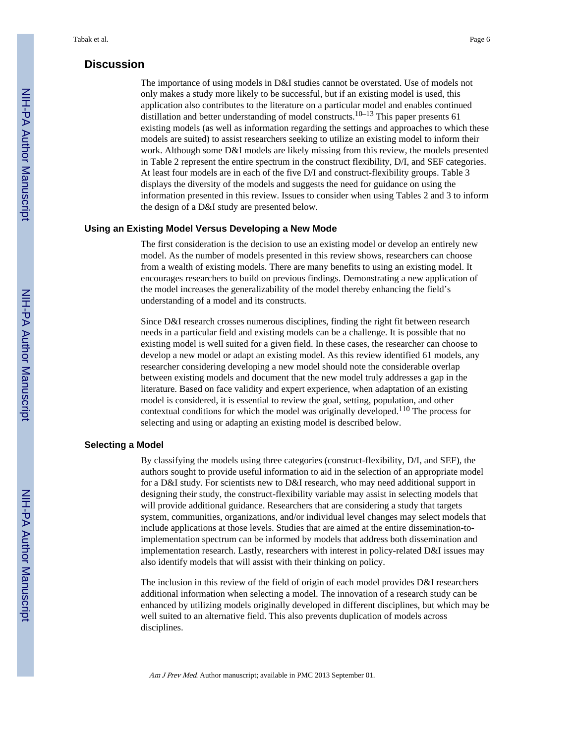## Discussion

The importance of using models in D&I studies cannot be overstated. Use of models not only makes a study more likely to be successful, but if an existing model is used, this application also contributes to the literature on a particular model and enables continued distillation and better understanding of model constructs.[10–13] This paper presents 61 existing models (as well as information regarding the settings and approaches to which these models are suited) to assist researchers seeking to utilize an existing model to inform their work. Although some D&I models are likely missing from this review, the models presented in Table 2 represent the entire spectrum in the construct flexibility, D/I, and SEF categories. At least four models are in each of the five D/I and construct-flexibility groups. Table 3 displays the diversity of the models and suggests the need for guidance on using the information presented in this review. Issues to consider when using Tables 2 and 3 to inform the design of a D&I study are presented below.

### Using an Existing Model Versus Developing a New Mode

The first consideration is the decision to use an existing model or develop an entirely new model. As the number of models presented in this review shows, researchers can choose from a wealth of existing models. There are many benefits to using an existing model. It encourages researchers to build on previous findings. Demonstrating a new application of the model increases the generalizability of the model thereby enhancing the field's understanding of a model and its constructs.

Since D&I research crosses numerous disciplines, finding the right fit between research needs in a particular field and existing models can be a challenge. It is possible that no existing model is well suited for a given field. In these cases, the researcher can choose to develop a new model or adapt an existing model. As this review identified 61 models, any researcher considering developing a new model should note the considerable overlap between existing models and document that the new model truly addresses a gap in the literature. Based on face validity and expert experience, when adaptation of an existing model is considered, it is essential to review the goal, setting, population, and other contextual conditions for which the model was originally developed.[110] The process for selecting and using or adapting an existing model is described below.

### Selecting a Model

By classifying the models using three categories (construct-flexibility, D/I, and SEF), the authors sought to provide useful information to aid in the selection of an appropriate model for a D&I study. For scientists new to D&I research, who may need additional support in designing their study, the construct-flexibility variable may assist in selecting models that will provide additional guidance. Researchers that are considering a study that targets system, communities, organizations, and/or individual level changes may select models that include applications at those levels. Studies that are aimed at the entire dissemination-to-implementation spectrum can be informed by models that address both dissemination and implementation research. Lastly, researchers with interest in policy-related D&I issues may also identify models that will assist with their thinking on policy.

The inclusion in this review of the field of origin of each model provides D&I researchers additional information when selecting a model. The innovation of a research study can be enhanced by utilizing models originally developed in different disciplines, but which may be well suited to an alternative field. This also prevents duplication of models across disciplines.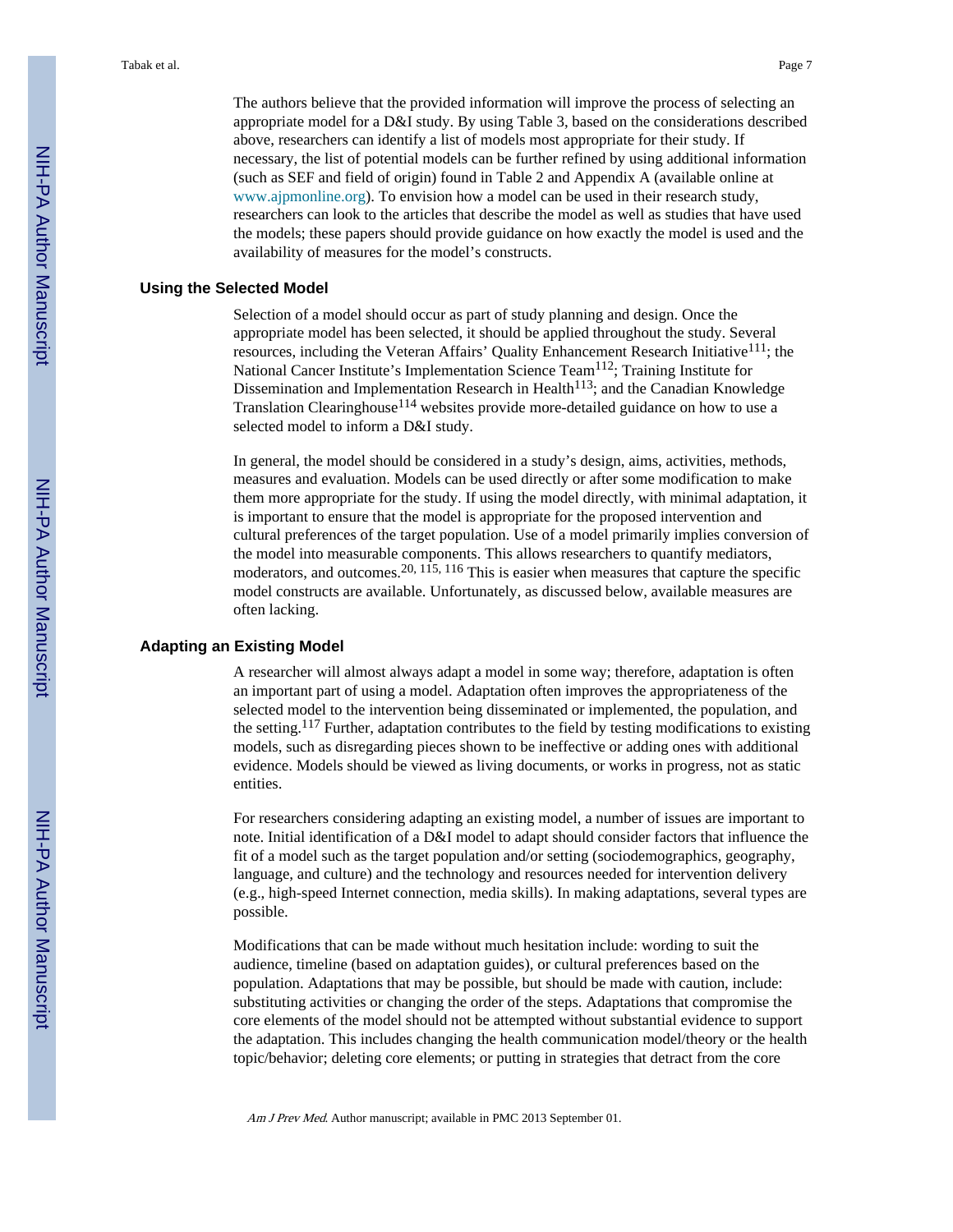The authors believe that the provided information will improve the process of selecting an appropriate model for a D&I study. By using Table 3, based on the considerations described above, researchers can identify a list of models most appropriate for their study. If necessary, the list of potential models can be further refined by using additional information (such as SEF and field of origin) found in Table 2 and Appendix A (available online at www.ajpmonline.org). To envision how a model can be used in their research study, researchers can look to the articles that describe the model as well as studies that have used the models; these papers should provide guidance on how exactly the model is used and the availability of measures for the model's constructs.

## Using the Selected Model

Selection of a model should occur as part of study planning and design. Once the appropriate model has been selected, it should be applied throughout the study. Several resources, including the Veteran Affairs' Quality Enhancement Research Initiative[111]; the National Cancer Institute's Implementation Science Team[112]; Training Institute for Dissemination and Implementation Research in Health[113]; and the Canadian Knowledge Translation Clearinghouse[114] websites provide more-detailed guidance on how to use a selected model to inform a D&I study.

In general, the model should be considered in a study's design, aims, activities, methods, measures and evaluation. Models can be used directly or after some modification to make them more appropriate for the study. If using the model directly, with minimal adaptation, it is important to ensure that the model is appropriate for the proposed intervention and cultural preferences of the target population. Use of a model primarily implies conversion of the model into measurable components. This allows researchers to quantify mediators, moderators, and outcomes.[20, 115, 116] This is easier when measures that capture the specific model constructs are available. Unfortunately, as discussed below, available measures are often lacking.

## Adapting an Existing Model

A researcher will almost always adapt a model in some way; therefore, adaptation is often an important part of using a model. Adaptation often improves the appropriateness of the selected model to the intervention being disseminated or implemented, the population, and the setting.[117] Further, adaptation contributes to the field by testing modifications to existing models, such as disregarding pieces shown to be ineffective or adding ones with additional evidence. Models should be viewed as living documents, or works in progress, not as static entities.

For researchers considering adapting an existing model, a number of issues are important to note. Initial identification of a D&I model to adapt should consider factors that influence the fit of a model such as the target population and/or setting (sociodemographics, geography, language, and culture) and the technology and resources needed for intervention delivery (e.g., high-speed Internet connection, media skills). In making adaptations, several types are possible.

Modifications that can be made without much hesitation include: wording to suit the audience, timeline (based on adaptation guides), or cultural preferences based on the population. Adaptations that may be possible, but should be made with caution, include: substituting activities or changing the order of the steps. Adaptations that compromise the core elements of the model should not be attempted without substantial evidence to support the adaptation. This includes changing the health communication model/theory or the health topic/behavior; deleting core elements; or putting in strategies that detract from the core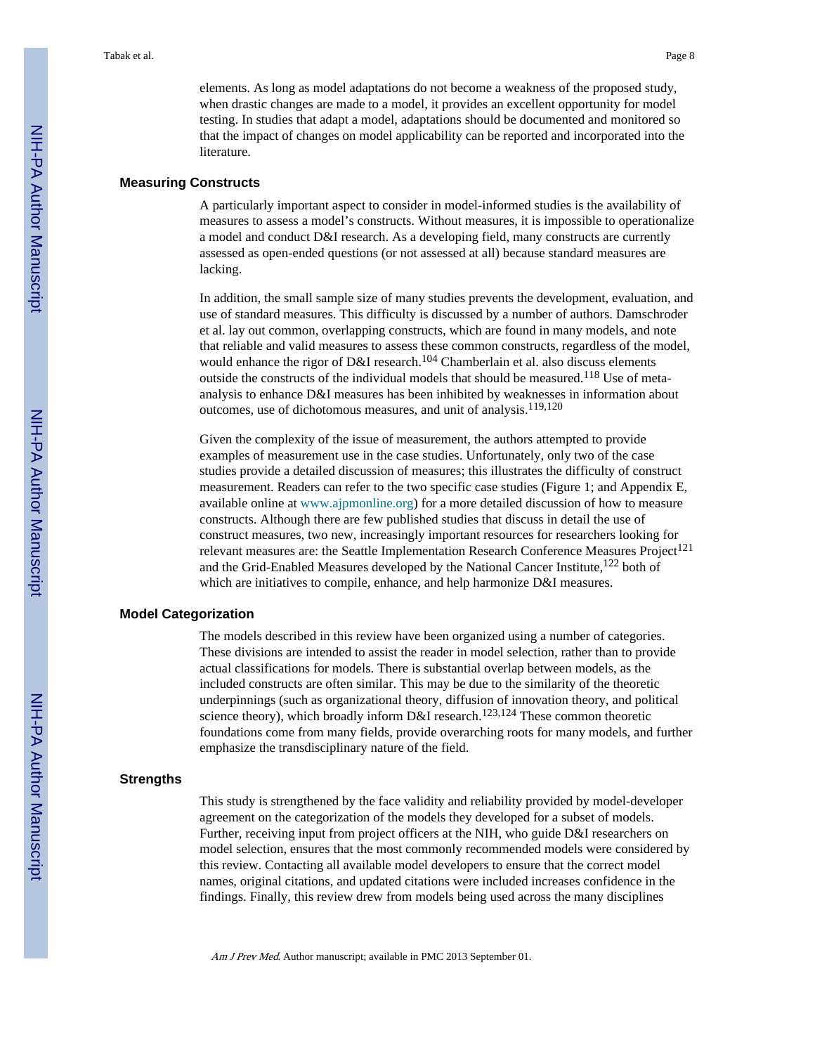elements. As long as model adaptations do not become a weakness of the proposed study, when drastic changes are made to a model, it provides an excellent opportunity for model testing. In studies that adapt a model, adaptations should be documented and monitored so that the impact of changes on model applicability can be reported and incorporated into the literature.

### Measuring Constructs

A particularly important aspect to consider in model-informed studies is the availability of measures to assess a model's constructs. Without measures, it is impossible to operationalize a model and conduct D&I research. As a developing field, many constructs are currently assessed as open-ended questions (or not assessed at all) because standard measures are lacking.

In addition, the small sample size of many studies prevents the development, evaluation, and use of standard measures. This difficulty is discussed by a number of authors. Damschroder et al. lay out common, overlapping constructs, which are found in many models, and note that reliable and valid measures to assess these common constructs, regardless of the model, would enhance the rigor of D&I research.[104] Chamberlain et al. also discuss elements outside the constructs of the individual models that should be measured.[118] Use of meta-analysis to enhance D&I measures has been inhibited by weaknesses in information about outcomes, use of dichotomous measures, and unit of analysis.[119,120]

Given the complexity of the issue of measurement, the authors attempted to provide examples of measurement use in the case studies. Unfortunately, only two of the case studies provide a detailed discussion of measures; this illustrates the difficulty of construct measurement. Readers can refer to the two specific case studies (Figure 1; and Appendix E, available online at www.ajpmonline.org) for a more detailed discussion of how to measure constructs. Although there are few published studies that discuss in detail the use of construct measures, two new, increasingly important resources for researchers looking for relevant measures are: the Seattle Implementation Research Conference Measures Project[121] and the Grid-Enabled Measures developed by the National Cancer Institute,[122] both of which are initiatives to compile, enhance, and help harmonize D&I measures.

### Model Categorization

The models described in this review have been organized using a number of categories. These divisions are intended to assist the reader in model selection, rather than to provide actual classifications for models. There is substantial overlap between models, as the included constructs are often similar. This may be due to the similarity of the theoretic underpinnings (such as organizational theory, diffusion of innovation theory, and political science theory), which broadly inform D&I research.[123,124] These common theoretic foundations come from many fields, provide overarching roots for many models, and further emphasize the transdisciplinary nature of the field.

### Strengths

This study is strengthened by the face validity and reliability provided by model-developer agreement on the categorization of the models they developed for a subset of models. Further, receiving input from project officers at the NIH, who guide D&I researchers on model selection, ensures that the most commonly recommended models were considered by this review. Contacting all available model developers to ensure that the correct model names, original citations, and updated citations were included increases confidence in the findings. Finally, this review drew from models being used across the many disciplines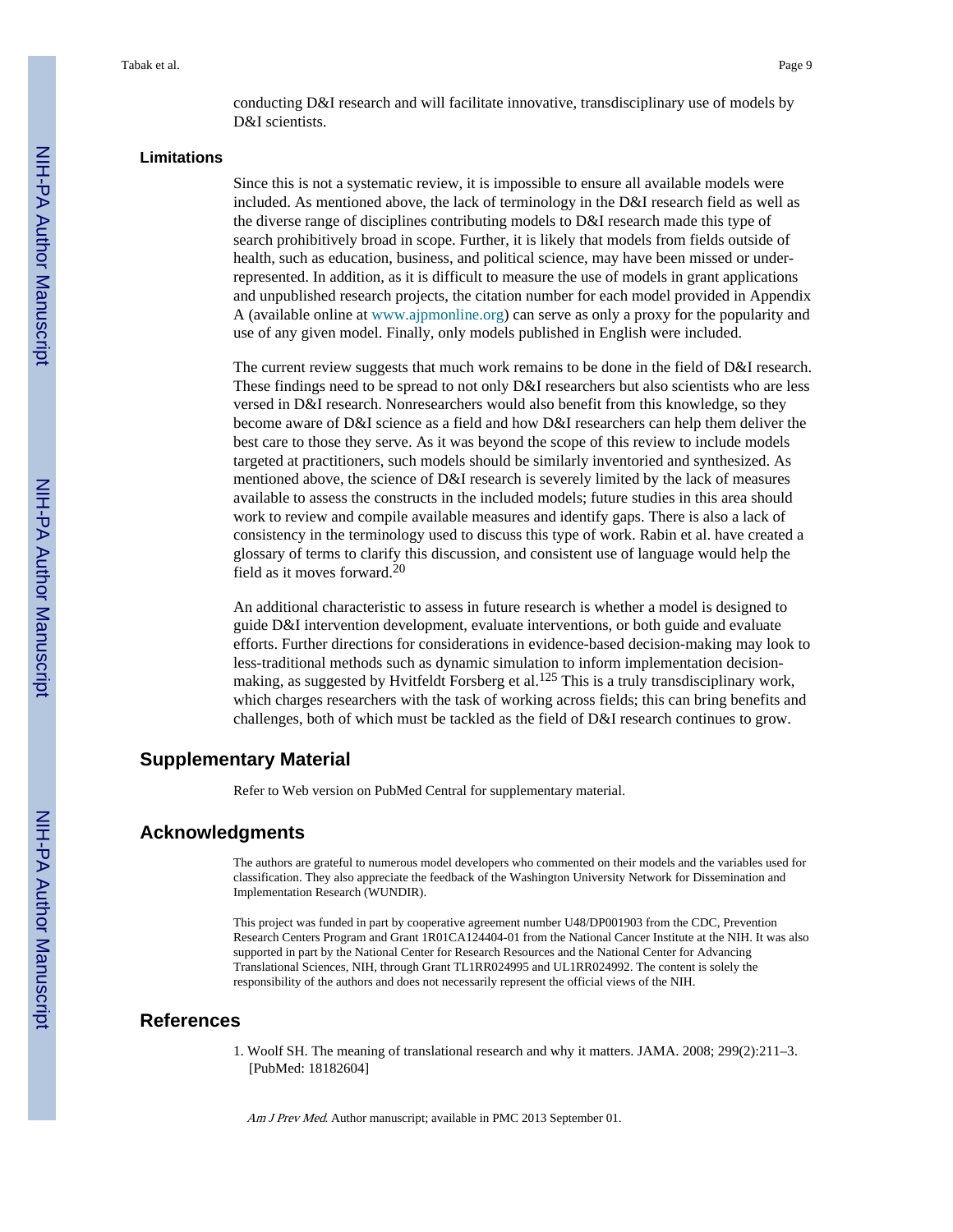conducting D&I research and will facilitate innovative, transdisciplinary use of models by D&I scientists.

### Limitations

Since this is not a systematic review, it is impossible to ensure all available models were included. As mentioned above, the lack of terminology in the D&I research field as well as the diverse range of disciplines contributing models to D&I research made this type of search prohibitively broad in scope. Further, it is likely that models from fields outside of health, such as education, business, and political science, may have been missed or under-represented. In addition, as it is difficult to measure the use of models in grant applications and unpublished research projects, the citation number for each model provided in Appendix A (available online at www.ajpmonline.org) can serve as only a proxy for the popularity and use of any given model. Finally, only models published in English were included.

The current review suggests that much work remains to be done in the field of D&I research. These findings need to be spread to not only D&I researchers but also scientists who are less versed in D&I research. Nonresearchers would also benefit from this knowledge, so they become aware of D&I science as a field and how D&I researchers can help them deliver the best care to those they serve. As it was beyond the scope of this review to include models targeted at practitioners, such models should be similarly inventoried and synthesized. As mentioned above, the science of D&I research is severely limited by the lack of measures available to assess the constructs in the included models; future studies in this area should work to review and compile available measures and identify gaps. There is also a lack of consistency in the terminology used to discuss this type of work. Rabin et al. have created a glossary of terms to clarify this discussion, and consistent use of language would help the field as it moves forward.[20]

An additional characteristic to assess in future research is whether a model is designed to guide D&I intervention development, evaluate interventions, or both guide and evaluate efforts. Further directions for considerations in evidence-based decision-making may look to less-traditional methods such as dynamic simulation to inform implementation decision-making, as suggested by Hvitfeldt Forsberg et al.[125] This is a truly transdisciplinary work, which charges researchers with the task of working across fields; this can bring benefits and challenges, both of which must be tackled as the field of D&I research continues to grow.

## Supplementary Material

Refer to Web version on PubMed Central for supplementary material.

## Acknowledgments

The authors are grateful to numerous model developers who commented on their models and the variables used for classification. They also appreciate the feedback of the Washington University Network for Dissemination and Implementation Research (WUNDIR).

This project was funded in part by cooperative agreement number U48/DP001903 from the CDC, Prevention Research Centers Program and Grant 1R01CA124404-01 from the National Cancer Institute at the NIH. It was also supported in part by the National Center for Research Resources and the National Center for Advancing Translational Sciences, NIH, through Grant TL1RR024995 and UL1RR024992. The content is solely the responsibility of the authors and does not necessarily represent the official views of the NIH.

## References

1. Woolf SH. The meaning of translational research and why it matters. JAMA. 2008; 299(2):211–3. [PubMed: 18182604]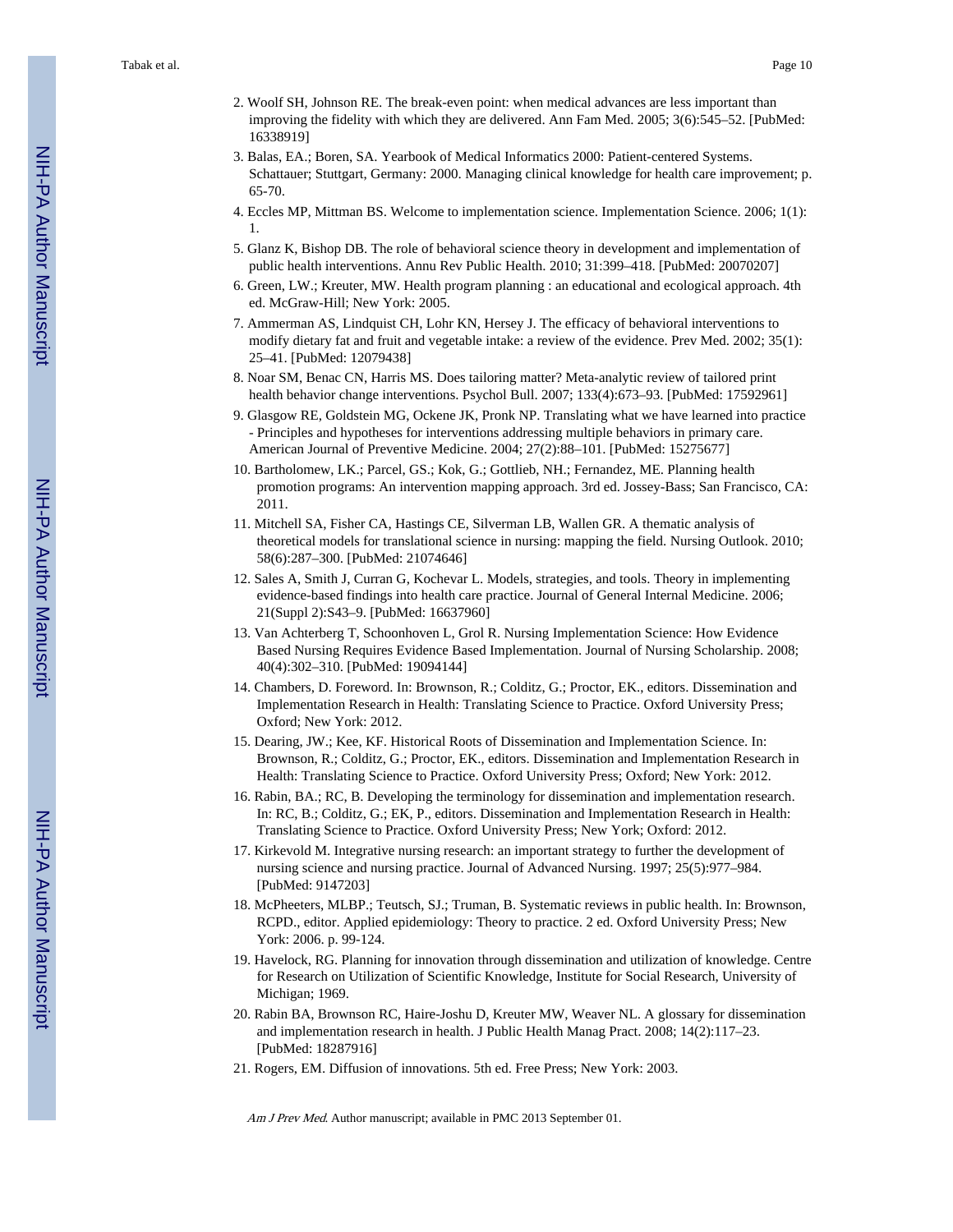2. Woolf SH, Johnson RE. The break-even point: when medical advances are less important than improving the fidelity with which they are delivered. Ann Fam Med. 2005; 3(6):545–52. [PubMed: 16338919]
3. Balas, EA.; Boren, SA. Yearbook of Medical Informatics 2000: Patient-centered Systems. Schattauer; Stuttgart, Germany: 2000. Managing clinical knowledge for health care improvement; p. 65-70.
4. Eccles MP, Mittman BS. Welcome to implementation science. Implementation Science. 2006; 1(1): 1.
5. Glanz K, Bishop DB. The role of behavioral science theory in development and implementation of public health interventions. Annu Rev Public Health. 2010; 31:399–418. [PubMed: 20070207]
6. Green, LW.; Kreuter, MW. Health program planning : an educational and ecological approach. 4th ed. McGraw-Hill; New York: 2005.
7. Ammerman AS, Lindquist CH, Lohr KN, Hersey J. The efficacy of behavioral interventions to modify dietary fat and fruit and vegetable intake: a review of the evidence. Prev Med. 2002; 35(1): 25–41. [PubMed: 12079438]
8. Noar SM, Benac CN, Harris MS. Does tailoring matter? Meta-analytic review of tailored print health behavior change interventions. Psychol Bull. 2007; 133(4):673–93. [PubMed: 17592961]
9. Glasgow RE, Goldstein MG, Ockene JK, Pronk NP. Translating what we have learned into practice - Principles and hypotheses for interventions addressing multiple behaviors in primary care. American Journal of Preventive Medicine. 2004; 27(2):88–101. [PubMed: 15275677]
10. Bartholomew, LK.; Parcel, GS.; Kok, G.; Gottlieb, NH.; Fernandez, ME. Planning health promotion programs: An intervention mapping approach. 3rd ed. Jossey-Bass; San Francisco, CA: 2011.
11. Mitchell SA, Fisher CA, Hastings CE, Silverman LB, Wallen GR. A thematic analysis of theoretical models for translational science in nursing: mapping the field. Nursing Outlook. 2010; 58(6):287–300. [PubMed: 21074646]
12. Sales A, Smith J, Curran G, Kochevar L. Models, strategies, and tools. Theory in implementing evidence-based findings into health care practice. Journal of General Internal Medicine. 2006; 21(Suppl 2):S43–9. [PubMed: 16637960]
13. Van Achterberg T, Schoonhoven L, Grol R. Nursing Implementation Science: How Evidence Based Nursing Requires Evidence Based Implementation. Journal of Nursing Scholarship. 2008; 40(4):302–310. [PubMed: 19094144]
14. Chambers, D. Foreword. In: Brownson, R.; Colditz, G.; Proctor, EK., editors. Dissemination and Implementation Research in Health: Translating Science to Practice. Oxford University Press; Oxford; New York: 2012.
15. Dearing, JW.; Kee, KF. Historical Roots of Dissemination and Implementation Science. In: Brownson, R.; Colditz, G.; Proctor, EK., editors. Dissemination and Implementation Research in Health: Translating Science to Practice. Oxford University Press; Oxford; New York: 2012.
16. Rabin, BA.; RC, B. Developing the terminology for dissemination and implementation research. In: RC, B.; Colditz, G.; EK, P., editors. Dissemination and Implementation Research in Health: Translating Science to Practice. Oxford University Press; New York; Oxford: 2012.
17. Kirkevold M. Integrative nursing research: an important strategy to further the development of nursing science and nursing practice. Journal of Advanced Nursing. 1997; 25(5):977–984. [PubMed: 9147203]
18. McPheeters, MLBP.; Teutsch, SJ.; Truman, B. Systematic reviews in public health. In: Brownson, RCPD., editor. Applied epidemiology: Theory to practice. 2 ed. Oxford University Press; New York: 2006. p. 99-124.
19. Havelock, RG. Planning for innovation through dissemination and utilization of knowledge. Centre for Research on Utilization of Scientific Knowledge, Institute for Social Research, University of Michigan; 1969.
20. Rabin BA, Brownson RC, Haire-Joshu D, Kreuter MW, Weaver NL. A glossary for dissemination and implementation research in health. J Public Health Manag Pract. 2008; 14(2):117–23. [PubMed: 18287916]
21. Rogers, EM. Diffusion of innovations. 5th ed. Free Press; New York: 2003.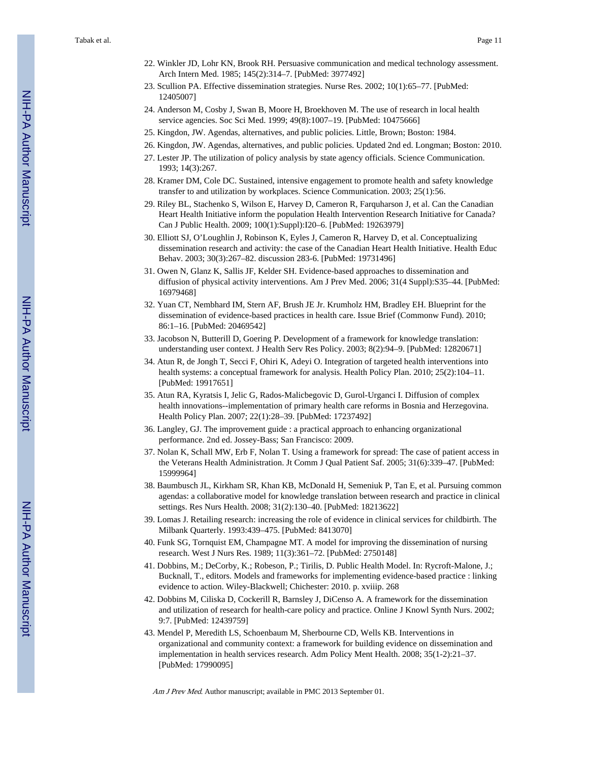22. Winkler JD, Lohr KN, Brook RH. Persuasive communication and medical technology assessment. Arch Intern Med. 1985; 145(2):314–7. [PubMed: 3977492]
23. Scullion PA. Effective dissemination strategies. Nurse Res. 2002; 10(1):65–77. [PubMed: 12405007]
24. Anderson M, Cosby J, Swan B, Moore H, Broekhoven M. The use of research in local health service agencies. Soc Sci Med. 1999; 49(8):1007–19. [PubMed: 10475666]
25. Kingdon, JW. Agendas, alternatives, and public policies. Little, Brown; Boston: 1984.
26. Kingdon, JW. Agendas, alternatives, and public policies. Updated 2nd ed. Longman; Boston: 2010.
27. Lester JP. The utilization of policy analysis by state agency officials. Science Communication. 1993; 14(3):267.
28. Kramer DM, Cole DC. Sustained, intensive engagement to promote health and safety knowledge transfer to and utilization by workplaces. Science Communication. 2003; 25(1):56.
29. Riley BL, Stachenko S, Wilson E, Harvey D, Cameron R, Farquharson J, et al. Can the Canadian Heart Health Initiative inform the population Health Intervention Research Initiative for Canada? Can J Public Health. 2009; 100(1):Suppl):I20–6. [PubMed: 19263979]
30. Elliott SJ, O'Loughlin J, Robinson K, Eyles J, Cameron R, Harvey D, et al. Conceptualizing dissemination research and activity: the case of the Canadian Heart Health Initiative. Health Educ Behav. 2003; 30(3):267–82. discussion 283-6. [PubMed: 19731496]
31. Owen N, Glanz K, Sallis JF, Kelder SH. Evidence-based approaches to dissemination and diffusion of physical activity interventions. Am J Prev Med. 2006; 31(4 Suppl):S35–44. [PubMed: 16979468]
32. Yuan CT, Nembhard IM, Stern AF, Brush JE Jr. Krumholz HM, Bradley EH. Blueprint for the dissemination of evidence-based practices in health care. Issue Brief (Commonw Fund). 2010; 86:1–16. [PubMed: 20469542]
33. Jacobson N, Butterill D, Goering P. Development of a framework for knowledge translation: understanding user context. J Health Serv Res Policy. 2003; 8(2):94–9. [PubMed: 12820671]
34. Atun R, de Jongh T, Secci F, Ohiri K, Adeyi O. Integration of targeted health interventions into health systems: a conceptual framework for analysis. Health Policy Plan. 2010; 25(2):104–11. [PubMed: 19917651]
35. Atun RA, Kyratsis I, Jelic G, Rados-Malicbegovic D, Gurol-Urganci I. Diffusion of complex health innovations--implementation of primary health care reforms in Bosnia and Herzegovina. Health Policy Plan. 2007; 22(1):28–39. [PubMed: 17237492]
36. Langley, GJ. The improvement guide : a practical approach to enhancing organizational performance. 2nd ed. Jossey-Bass; San Francisco: 2009.
37. Nolan K, Schall MW, Erb F, Nolan T. Using a framework for spread: The case of patient access in the Veterans Health Administration. Jt Comm J Qual Patient Saf. 2005; 31(6):339–47. [PubMed: 15999964]
38. Baumbusch JL, Kirkham SR, Khan KB, McDonald H, Semeniuk P, Tan E, et al. Pursuing common agendas: a collaborative model for knowledge translation between research and practice in clinical settings. Res Nurs Health. 2008; 31(2):130–40. [PubMed: 18213622]
39. Lomas J. Retailing research: increasing the role of evidence in clinical services for childbirth. The Milbank Quarterly. 1993:439–475. [PubMed: 8413070]
40. Funk SG, Tornquist EM, Champagne MT. A model for improving the dissemination of nursing research. West J Nurs Res. 1989; 11(3):361–72. [PubMed: 2750148]
41. Dobbins, M.; DeCorby, K.; Robeson, P.; Tirilis, D. Public Health Model. In: Rycroft-Malone, J.; Bucknall, T., editors. Models and frameworks for implementing evidence-based practice : linking evidence to action. Wiley-Blackwell; Chichester: 2010. p. xviiip. 268
42. Dobbins M, Ciliska D, Cockerill R, Barnsley J, DiCenso A. A framework for the dissemination and utilization of research for health-care policy and practice. Online J Knowl Synth Nurs. 2002; 9:7. [PubMed: 12439759]
43. Mendel P, Meredith LS, Schoenbaum M, Sherbourne CD, Wells KB. Interventions in organizational and community context: a framework for building evidence on dissemination and implementation in health services research. Adm Policy Ment Health. 2008; 35(1-2):21–37. [PubMed: 17990095]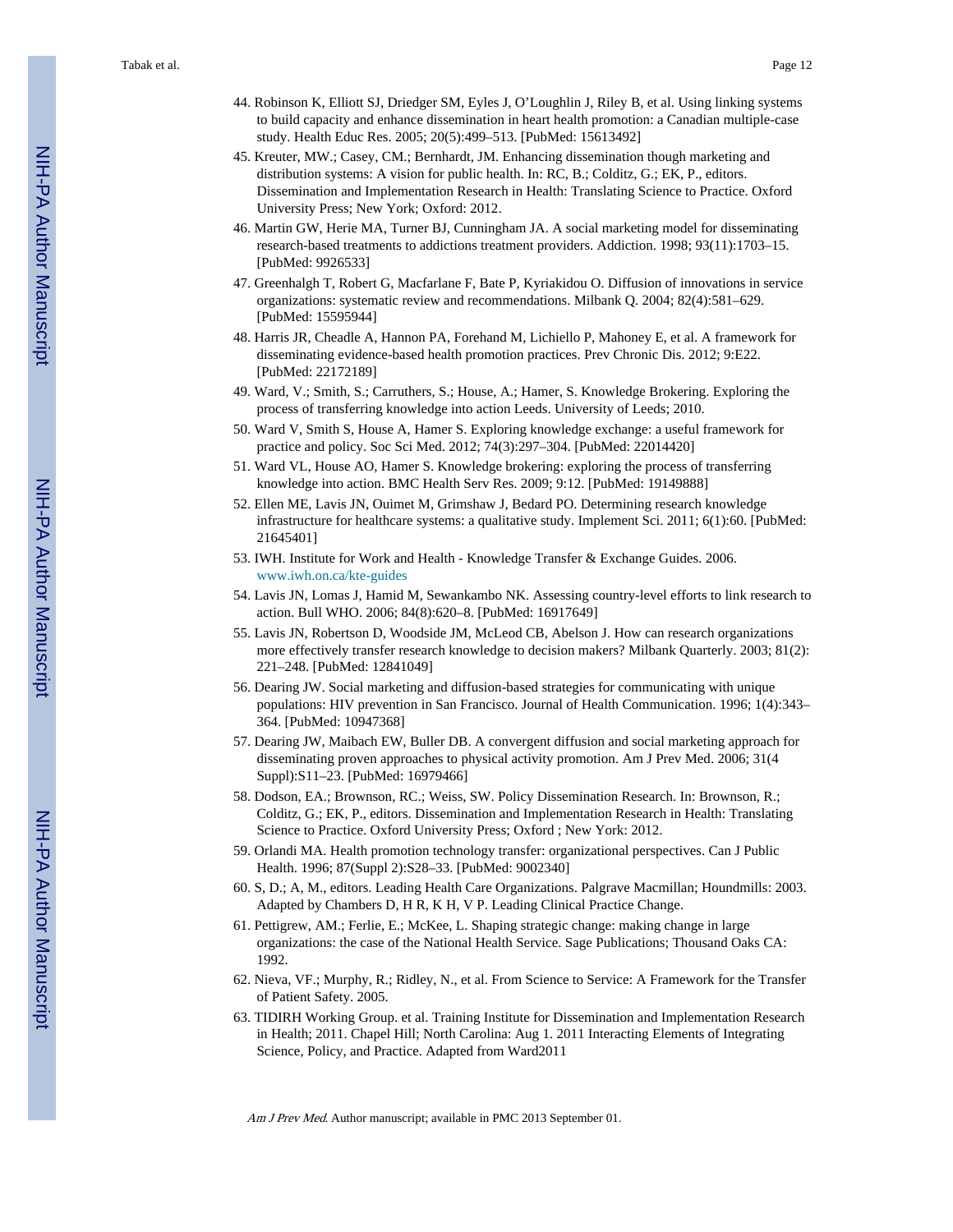44. Robinson K, Elliott SJ, Driedger SM, Eyles J, O'Loughlin J, Riley B, et al. Using linking systems to build capacity and enhance dissemination in heart health promotion: a Canadian multiple-case study. Health Educ Res. 2005; 20(5):499–513. [PubMed: 15613492]
45. Kreuter, MW.; Casey, CM.; Bernhardt, JM. Enhancing dissemination though marketing and distribution systems: A vision for public health. In: RC, B.; Colditz, G.; EK, P., editors. Dissemination and Implementation Research in Health: Translating Science to Practice. Oxford University Press; New York; Oxford: 2012.
46. Martin GW, Herie MA, Turner BJ, Cunningham JA. A social marketing model for disseminating research-based treatments to addictions treatment providers. Addiction. 1998; 93(11):1703–15. [PubMed: 9926533]
47. Greenhalgh T, Robert G, Macfarlane F, Bate P, Kyriakidou O. Diffusion of innovations in service organizations: systematic review and recommendations. Milbank Q. 2004; 82(4):581–629. [PubMed: 15595944]
48. Harris JR, Cheadle A, Hannon PA, Forehand M, Lichiello P, Mahoney E, et al. A framework for disseminating evidence-based health promotion practices. Prev Chronic Dis. 2012; 9:E22. [PubMed: 22172189]
49. Ward, V.; Smith, S.; Carruthers, S.; House, A.; Hamer, S. Knowledge Brokering. Exploring the process of transferring knowledge into action Leeds. University of Leeds; 2010.
50. Ward V, Smith S, House A, Hamer S. Exploring knowledge exchange: a useful framework for practice and policy. Soc Sci Med. 2012; 74(3):297–304. [PubMed: 22014420]
51. Ward VL, House AO, Hamer S. Knowledge brokering: exploring the process of transferring knowledge into action. BMC Health Serv Res. 2009; 9:12. [PubMed: 19149888]
52. Ellen ME, Lavis JN, Ouimet M, Grimshaw J, Bedard PO. Determining research knowledge infrastructure for healthcare systems: a qualitative study. Implement Sci. 2011; 6(1):60. [PubMed: 21645401]
53. IWH. Institute for Work and Health - Knowledge Transfer & Exchange Guides. 2006. www.iwh.on.ca/kte-guides
54. Lavis JN, Lomas J, Hamid M, Sewankambo NK. Assessing country-level efforts to link research to action. Bull WHO. 2006; 84(8):620–8. [PubMed: 16917649]
55. Lavis JN, Robertson D, Woodside JM, McLeod CB, Abelson J. How can research organizations more effectively transfer research knowledge to decision makers? Milbank Quarterly. 2003; 81(2): 221–248. [PubMed: 12841049]
56. Dearing JW. Social marketing and diffusion-based strategies for communicating with unique populations: HIV prevention in San Francisco. Journal of Health Communication. 1996; 1(4):343–364. [PubMed: 10947368]
57. Dearing JW, Maibach EW, Buller DB. A convergent diffusion and social marketing approach for disseminating proven approaches to physical activity promotion. Am J Prev Med. 2006; 31(4 Suppl):S11–23. [PubMed: 16979466]
58. Dodson, EA.; Brownson, RC.; Weiss, SW. Policy Dissemination Research. In: Brownson, R.; Colditz, G.; EK, P., editors. Dissemination and Implementation Research in Health: Translating Science to Practice. Oxford University Press; Oxford ; New York: 2012.
59. Orlandi MA. Health promotion technology transfer: organizational perspectives. Can J Public Health. 1996; 87(Suppl 2):S28–33. [PubMed: 9002340]
60. S, D.; A, M., editors. Leading Health Care Organizations. Palgrave Macmillan; Houndmills: 2003. Adapted by Chambers D, H R, K H, V P. Leading Clinical Practice Change.
61. Pettigrew, AM.; Ferlie, E.; McKee, L. Shaping strategic change: making change in large organizations: the case of the National Health Service. Sage Publications; Thousand Oaks CA: 1992.
62. Nieva, VF.; Murphy, R.; Ridley, N., et al. From Science to Service: A Framework for the Transfer of Patient Safety. 2005.
63. TIDIRH Working Group. et al. Training Institute for Dissemination and Implementation Research in Health; 2011. Chapel Hill; North Carolina: Aug 1. 2011 Interacting Elements of Integrating Science, Policy, and Practice. Adapted from Ward2011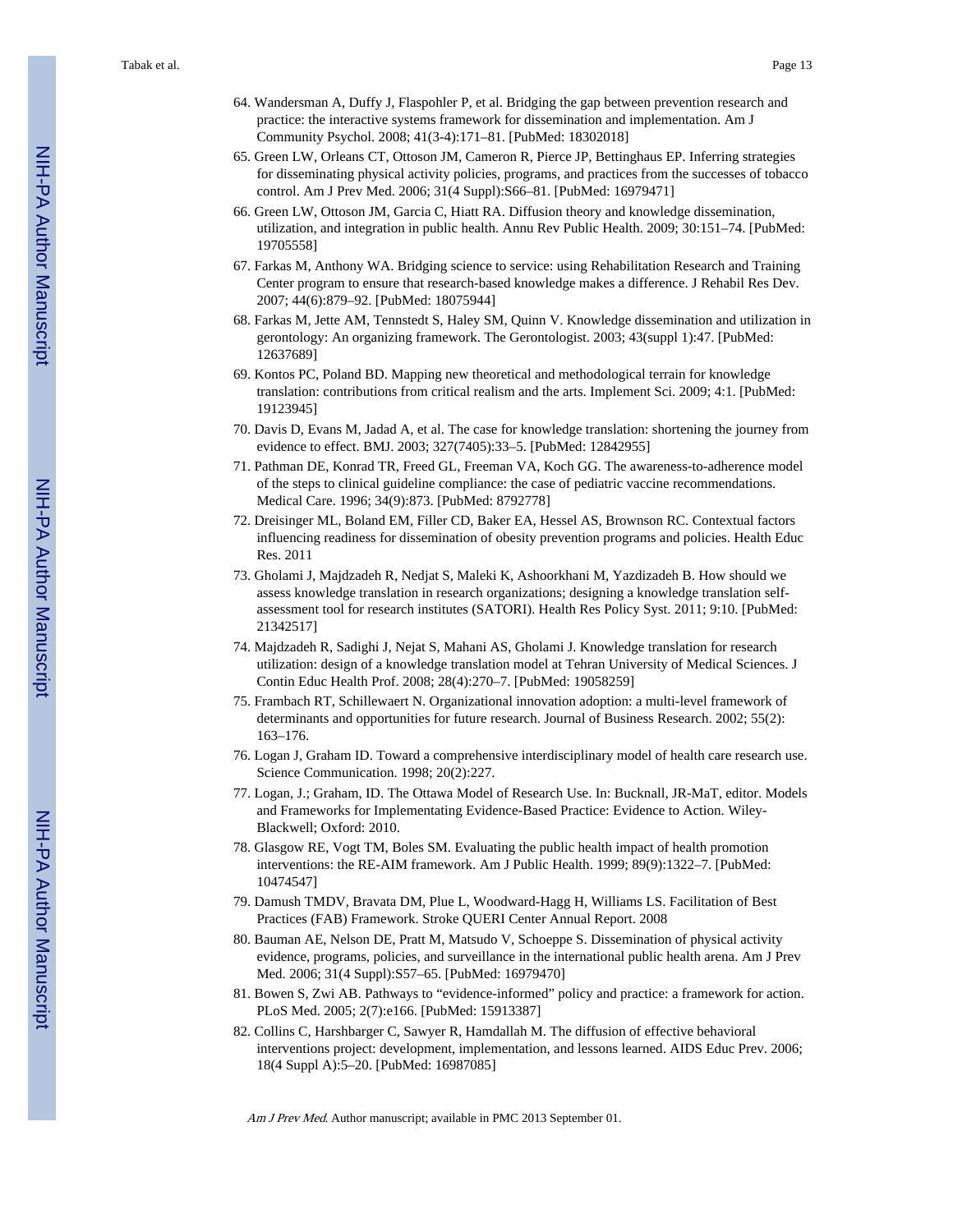64. Wandersman A, Duffy J, Flaspohler P, et al. Bridging the gap between prevention research and practice: the interactive systems framework for dissemination and implementation. Am J Community Psychol. 2008; 41(3-4):171–81. [PubMed: 18302018]
65. Green LW, Orleans CT, Ottoson JM, Cameron R, Pierce JP, Bettinghaus EP. Inferring strategies for disseminating physical activity policies, programs, and practices from the successes of tobacco control. Am J Prev Med. 2006; 31(4 Suppl):S66–81. [PubMed: 16979471]
66. Green LW, Ottoson JM, Garcia C, Hiatt RA. Diffusion theory and knowledge dissemination, utilization, and integration in public health. Annu Rev Public Health. 2009; 30:151–74. [PubMed: 19705558]
67. Farkas M, Anthony WA. Bridging science to service: using Rehabilitation Research and Training Center program to ensure that research-based knowledge makes a difference. J Rehabil Res Dev. 2007; 44(6):879–92. [PubMed: 18075944]
68. Farkas M, Jette AM, Tennstedt S, Haley SM, Quinn V. Knowledge dissemination and utilization in gerontology: An organizing framework. The Gerontologist. 2003; 43(suppl 1):47. [PubMed: 12637689]
69. Kontos PC, Poland BD. Mapping new theoretical and methodological terrain for knowledge translation: contributions from critical realism and the arts. Implement Sci. 2009; 4:1. [PubMed: 19123945]
70. Davis D, Evans M, Jadad A, et al. The case for knowledge translation: shortening the journey from evidence to effect. BMJ. 2003; 327(7405):33–5. [PubMed: 12842955]
71. Pathman DE, Konrad TR, Freed GL, Freeman VA, Koch GG. The awareness-to-adherence model of the steps to clinical guideline compliance: the case of pediatric vaccine recommendations. Medical Care. 1996; 34(9):873. [PubMed: 8792778]
72. Dreisinger ML, Boland EM, Filler CD, Baker EA, Hessel AS, Brownson RC. Contextual factors influencing readiness for dissemination of obesity prevention programs and policies. Health Educ Res. 2011
73. Gholami J, Majdzadeh R, Nedjat S, Maleki K, Ashoorkhani M, Yazdizadeh B. How should we assess knowledge translation in research organizations; designing a knowledge translation self-assessment tool for research institutes (SATORI). Health Res Policy Syst. 2011; 9:10. [PubMed: 21342517]
74. Majdzadeh R, Sadighi J, Nejat S, Mahani AS, Gholami J. Knowledge translation for research utilization: design of a knowledge translation model at Tehran University of Medical Sciences. J Contin Educ Health Prof. 2008; 28(4):270–7. [PubMed: 19058259]
75. Frambach RT, Schillewaert N. Organizational innovation adoption: a multi-level framework of determinants and opportunities for future research. Journal of Business Research. 2002; 55(2): 163–176.
76. Logan J, Graham ID. Toward a comprehensive interdisciplinary model of health care research use. Science Communication. 1998; 20(2):227.
77. Logan, J.; Graham, ID. The Ottawa Model of Research Use. In: Bucknall, JR-MaT, editor. Models and Frameworks for Implementating Evidence-Based Practice: Evidence to Action. Wiley-Blackwell; Oxford: 2010.
78. Glasgow RE, Vogt TM, Boles SM. Evaluating the public health impact of health promotion interventions: the RE-AIM framework. Am J Public Health. 1999; 89(9):1322–7. [PubMed: 10474547]
79. Damush TMDV, Bravata DM, Plue L, Woodward-Hagg H, Williams LS. Facilitation of Best Practices (FAB) Framework. Stroke QUERI Center Annual Report. 2008
80. Bauman AE, Nelson DE, Pratt M, Matsudo V, Schoeppe S. Dissemination of physical activity evidence, programs, policies, and surveillance in the international public health arena. Am J Prev Med. 2006; 31(4 Suppl):S57–65. [PubMed: 16979470]
81. Bowen S, Zwi AB. Pathways to "evidence-informed" policy and practice: a framework for action. PLoS Med. 2005; 2(7):e166. [PubMed: 15913387]
82. Collins C, Harshbarger C, Sawyer R, Hamdallah M. The diffusion of effective behavioral interventions project: development, implementation, and lessons learned. AIDS Educ Prev. 2006; 18(4 Suppl A):5–20. [PubMed: 16987085]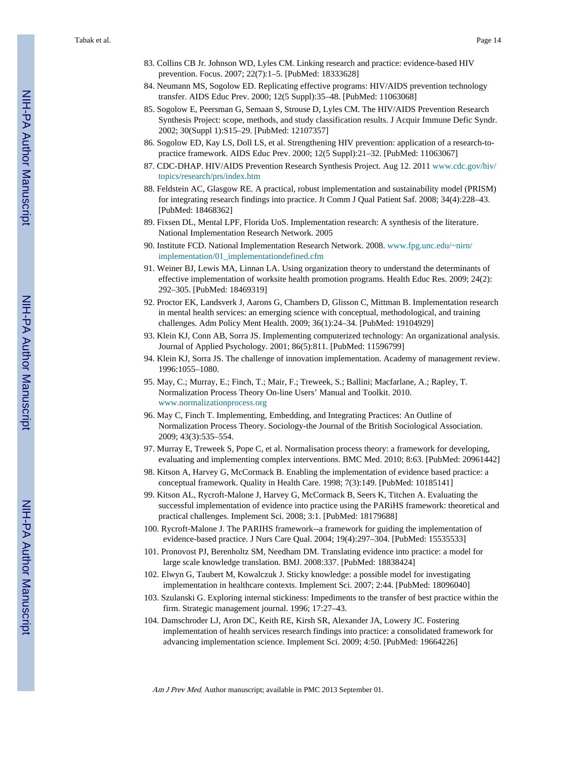83. Collins CB Jr. Johnson WD, Lyles CM. Linking research and practice: evidence-based HIV prevention. Focus. 2007; 22(7):1–5. [PubMed: 18333628]
84. Neumann MS, Sogolow ED. Replicating effective programs: HIV/AIDS prevention technology transfer. AIDS Educ Prev. 2000; 12(5 Suppl):35–48. [PubMed: 11063068]
85. Sogolow E, Peersman G, Semaan S, Strouse D, Lyles CM. The HIV/AIDS Prevention Research Synthesis Project: scope, methods, and study classification results. J Acquir Immune Defic Syndr. 2002; 30(Suppl 1):S15–29. [PubMed: 12107357]
86. Sogolow ED, Kay LS, Doll LS, et al. Strengthening HIV prevention: application of a research-to-practice framework. AIDS Educ Prev. 2000; 12(5 Suppl):21–32. [PubMed: 11063067]
87. CDC-DHAP. HIV/AIDS Prevention Research Synthesis Project. Aug 12. 2011 www.cdc.gov/hiv/topics/research/prs/index.htm
88. Feldstein AC, Glasgow RE. A practical, robust implementation and sustainability model (PRISM) for integrating research findings into practice. Jt Comm J Qual Patient Saf. 2008; 34(4):228–43. [PubMed: 18468362]
89. Fixsen DL, Mental LPF, Florida UoS. Implementation research: A synthesis of the literature. National Implementation Research Network. 2005
90. Institute FCD. National Implementation Research Network. 2008. www.fpg.unc.edu/~nirn/implementation/01_implementationdefined.cfm
91. Weiner BJ, Lewis MA, Linnan LA. Using organization theory to understand the determinants of effective implementation of worksite health promotion programs. Health Educ Res. 2009; 24(2): 292–305. [PubMed: 18469319]
92. Proctor EK, Landsverk J, Aarons G, Chambers D, Glisson C, Mittman B. Implementation research in mental health services: an emerging science with conceptual, methodological, and training challenges. Adm Policy Ment Health. 2009; 36(1):24–34. [PubMed: 19104929]
93. Klein KJ, Conn AB, Sorra JS. Implementing computerized technology: An organizational analysis. Journal of Applied Psychology. 2001; 86(5):811. [PubMed: 11596799]
94. Klein KJ, Sorra JS. The challenge of innovation implementation. Academy of management review. 1996:1055–1080.
95. May, C.; Murray, E.; Finch, T.; Mair, F.; Treweek, S.; Ballini; Macfarlane, A.; Rapley, T. Normalization Process Theory On-line Users' Manual and Toolkit. 2010. www.normalizationprocess.org
96. May C, Finch T. Implementing, Embedding, and Integrating Practices: An Outline of Normalization Process Theory. Sociology-the Journal of the British Sociological Association. 2009; 43(3):535–554.
97. Murray E, Treweek S, Pope C, et al. Normalisation process theory: a framework for developing, evaluating and implementing complex interventions. BMC Med. 2010; 8:63. [PubMed: 20961442]
98. Kitson A, Harvey G, McCormack B. Enabling the implementation of evidence based practice: a conceptual framework. Quality in Health Care. 1998; 7(3):149. [PubMed: 10185141]
99. Kitson AL, Rycroft-Malone J, Harvey G, McCormack B, Seers K, Titchen A. Evaluating the successful implementation of evidence into practice using the PARiHS framework: theoretical and practical challenges. Implement Sci. 2008; 3:1. [PubMed: 18179688]
100. Rycroft-Malone J. The PARIHS framework--a framework for guiding the implementation of evidence-based practice. J Nurs Care Qual. 2004; 19(4):297–304. [PubMed: 15535533]
101. Pronovost PJ, Berenholtz SM, Needham DM. Translating evidence into practice: a model for large scale knowledge translation. BMJ. 2008:337. [PubMed: 18838424]
102. Elwyn G, Taubert M, Kowalczuk J. Sticky knowledge: a possible model for investigating implementation in healthcare contexts. Implement Sci. 2007; 2:44. [PubMed: 18096040]
103. Szulanski G. Exploring internal stickiness: Impediments to the transfer of best practice within the firm. Strategic management journal. 1996; 17:27–43.
104. Damschroder LJ, Aron DC, Keith RE, Kirsh SR, Alexander JA, Lowery JC. Fostering implementation of health services research findings into practice: a consolidated framework for advancing implementation science. Implement Sci. 2009; 4:50. [PubMed: 19664226]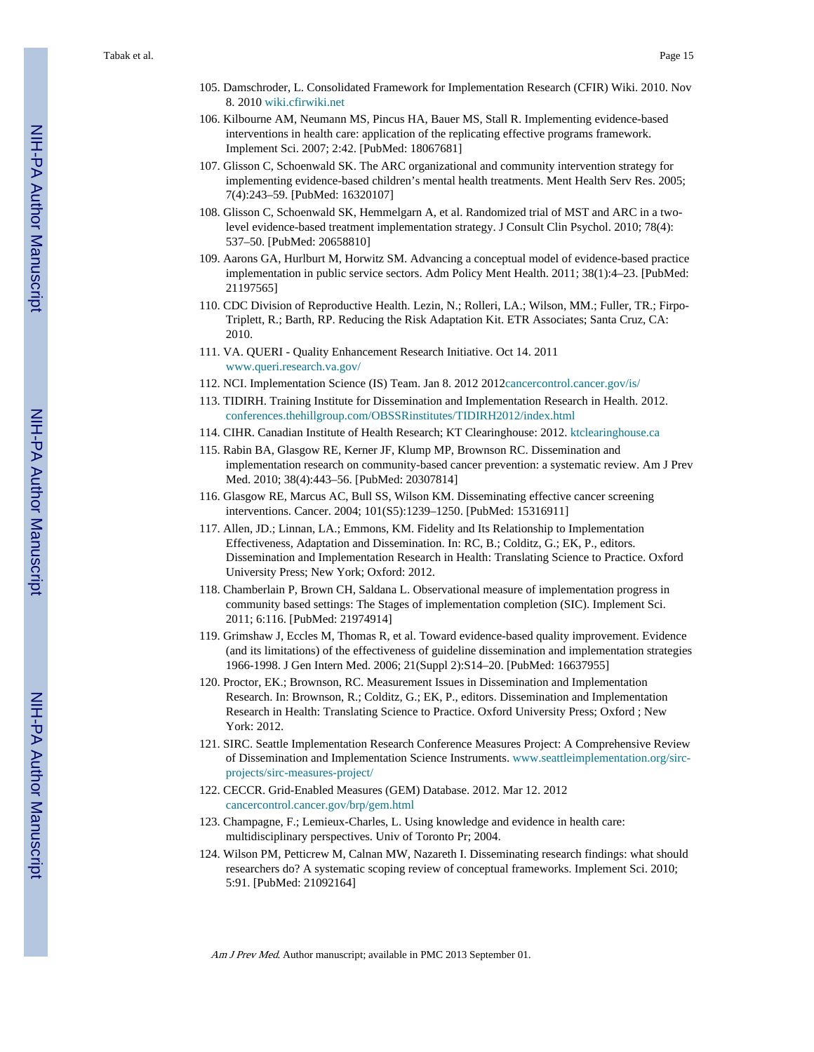105. Damschroder, L. Consolidated Framework for Implementation Research (CFIR) Wiki. 2010. Nov 8. 2010 wiki.cfirwiki.net

106. Kilbourne AM, Neumann MS, Pincus HA, Bauer MS, Stall R. Implementing evidence-based interventions in health care: application of the replicating effective programs framework. Implement Sci. 2007; 2:42. [PubMed: 18067681]

107. Glisson C, Schoenwald SK. The ARC organizational and community intervention strategy for implementing evidence-based children's mental health treatments. Ment Health Serv Res. 2005; 7(4):243–59. [PubMed: 16320107]

108. Glisson C, Schoenwald SK, Hemmelgarn A, et al. Randomized trial of MST and ARC in a two-level evidence-based treatment implementation strategy. J Consult Clin Psychol. 2010; 78(4): 537–50. [PubMed: 20658810]

109. Aarons GA, Hurlburt M, Horwitz SM. Advancing a conceptual model of evidence-based practice implementation in public service sectors. Adm Policy Ment Health. 2011; 38(1):4–23. [PubMed: 21197565]

110. CDC Division of Reproductive Health. Lezin, N.; Rolleri, LA.; Wilson, MM.; Fuller, TR.; Firpo-Triplett, R.; Barth, RP. Reducing the Risk Adaptation Kit. ETR Associates; Santa Cruz, CA: 2010.

111. VA. QUERI - Quality Enhancement Research Initiative. Oct 14. 2011 www.queri.research.va.gov/

112. NCI. Implementation Science (IS) Team. Jan 8. 2012 2012cancercontrol.cancer.gov/is/

113. TIDIRH. Training Institute for Dissemination and Implementation Research in Health. 2012. conferences.thehillgroup.com/OBSSRinstitutes/TIDIRH2012/index.html

114. CIHR. Canadian Institute of Health Research; KT Clearinghouse: 2012. ktclearinghouse.ca

115. Rabin BA, Glasgow RE, Kerner JF, Klump MP, Brownson RC. Dissemination and implementation research on community-based cancer prevention: a systematic review. Am J Prev Med. 2010; 38(4):443–56. [PubMed: 20307814]

116. Glasgow RE, Marcus AC, Bull SS, Wilson KM. Disseminating effective cancer screening interventions. Cancer. 2004; 101(S5):1239–1250. [PubMed: 15316911]

117. Allen, JD.; Linnan, LA.; Emmons, KM. Fidelity and Its Relationship to Implementation Effectiveness, Adaptation and Dissemination. In: RC, B.; Colditz, G.; EK, P., editors. Dissemination and Implementation Research in Health: Translating Science to Practice. Oxford University Press; New York; Oxford: 2012.

118. Chamberlain P, Brown CH, Saldana L. Observational measure of implementation progress in community based settings: The Stages of implementation completion (SIC). Implement Sci. 2011; 6:116. [PubMed: 21974914]

119. Grimshaw J, Eccles M, Thomas R, et al. Toward evidence-based quality improvement. Evidence (and its limitations) of the effectiveness of guideline dissemination and implementation strategies 1966-1998. J Gen Intern Med. 2006; 21(Suppl 2):S14–20. [PubMed: 16637955]

120. Proctor, EK.; Brownson, RC. Measurement Issues in Dissemination and Implementation Research. In: Brownson, R.; Colditz, G.; EK, P., editors. Dissemination and Implementation Research in Health: Translating Science to Practice. Oxford University Press; Oxford ; New York: 2012.

121. SIRC. Seattle Implementation Research Conference Measures Project: A Comprehensive Review of Dissemination and Implementation Science Instruments. www.seattleimplementation.org/sirc-projects/sirc-measures-project/

122. CECCR. Grid-Enabled Measures (GEM) Database. 2012. Mar 12. 2012 cancercontrol.cancer.gov/brp/gem.html

123. Champagne, F.; Lemieux-Charles, L. Using knowledge and evidence in health care: multidisciplinary perspectives. Univ of Toronto Pr; 2004.

124. Wilson PM, Petticrew M, Calnan MW, Nazareth I. Disseminating research findings: what should researchers do? A systematic scoping review of conceptual frameworks. Implement Sci. 2010; 5:91. [PubMed: 21092164]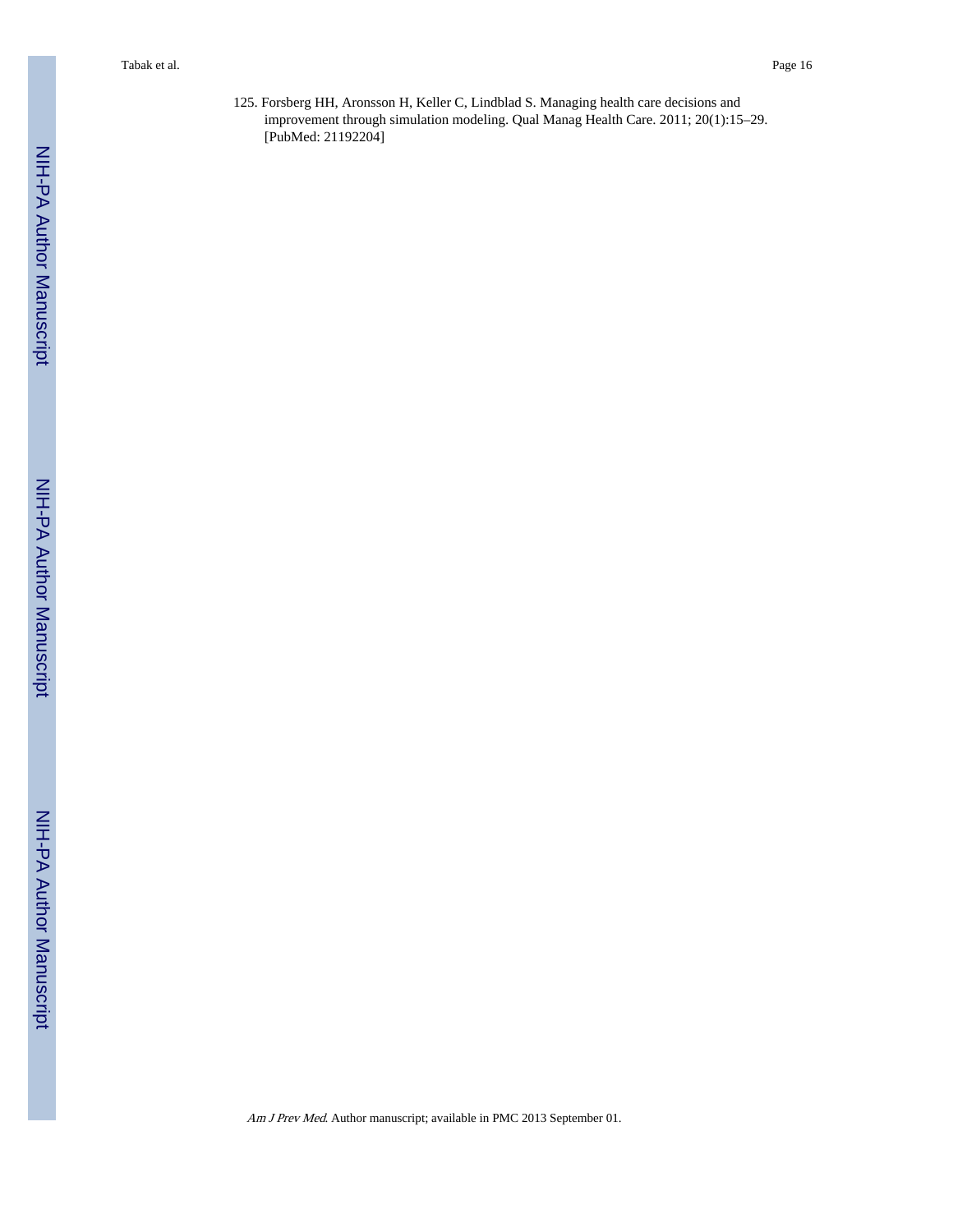125. Forsberg HH, Aronsson H, Keller C, Lindblad S. Managing health care decisions and improvement through simulation modeling. Qual Manag Health Care. 2011; 20(1):15–29. [PubMed: 21192204]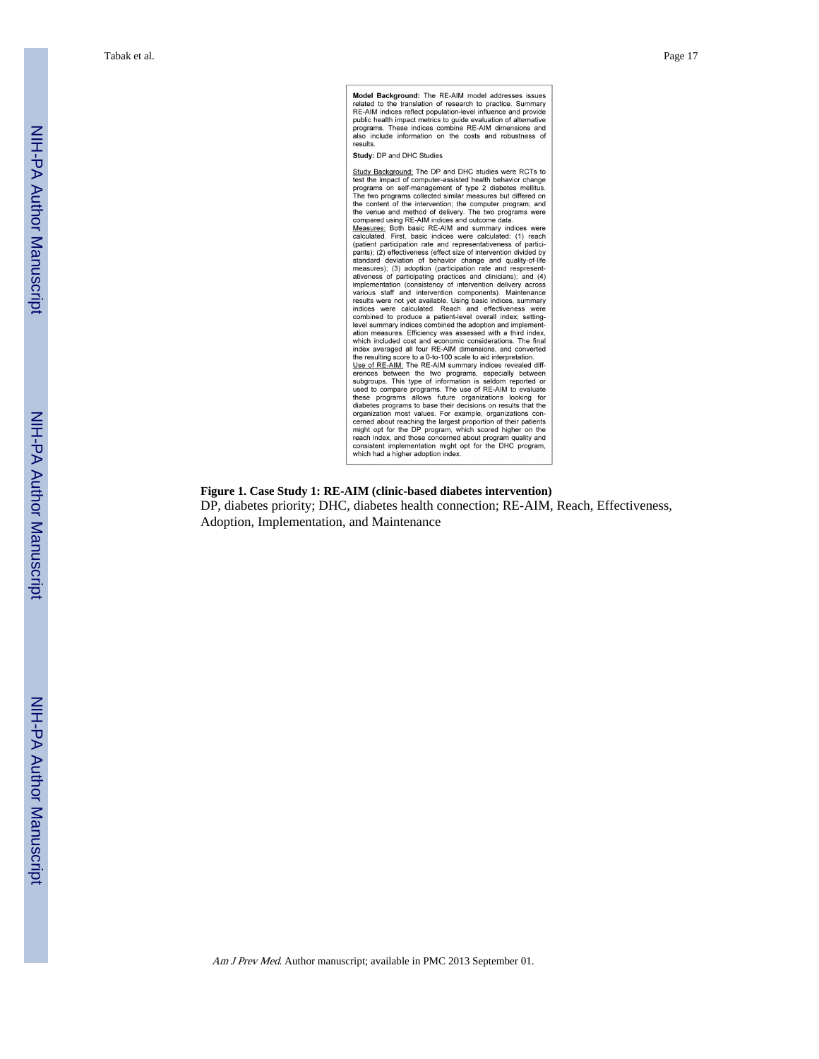**Model Background:** The RE-AIM model addresses issues related to the translation of research to practice. Summary RE-AIM indices reflect population-level influence and provide public health impact metrics to guide evaluation of alternative programs. These indices combine RE-AIM dimensions and also include information on the costs and robustness of results.

**Study:** DP and DHC Studies

Study Background: The DP and DHC studies were RCTs to test the impact of computer-assisted health behavior change programs on self-management of type 2 diabetes mellitus. The two programs collected similar measures but differed on the content of the intervention; the computer program; and the venue and method of delivery. The two programs were compared using RE-AIM indices and outcome data.

Measures: Both basic RE-AIM and summary indices were calculated. First, basic indices were calculated: (1) reach (patient participation rate and representativeness of participants); (2) effectiveness (effect size of intervention divided by standard deviation of behavior change and quality-of-life measures); (3) adoption (participation rate and respresentativeness of participating practices and clinicians); and (4) implementation (consistency of intervention delivery across various staff and intervention components). Maintenance results were not yet available. Using basic indices, summary indices were calculated. Reach and effectiveness were combined to produce a patient-level overall index; setting-level summary indices combined the adoption and implementation measures. Efficiency was assessed with a third index, which included cost and economic considerations. The final index averaged all four RE-AIM dimensions, and converted the resulting score to a 0-to-100 scale to aid interpretation.

Use of RE-AIM: The RE-AIM summary indices revealed differences between the two programs, especially between subgroups. This type of information is seldom reported or used to compare programs. The use of RE-AIM to evaluate these programs allows future organizations looking for diabetes programs to base their decisions on results that the organization most values. For example, organizations concerned about reaching the largest proportion of their patients might opt for the DP program, which scored higher on the reach index, and those concerned about program quality and consistent implementation might opt for the DHC program, which had a higher adoption index.

**Figure 1. Case Study 1: RE-AIM (clinic-based diabetes intervention)**

DP, diabetes priority; DHC, diabetes health connection; RE-AIM, Reach, Effectiveness, Adoption, Implementation, and Maintenance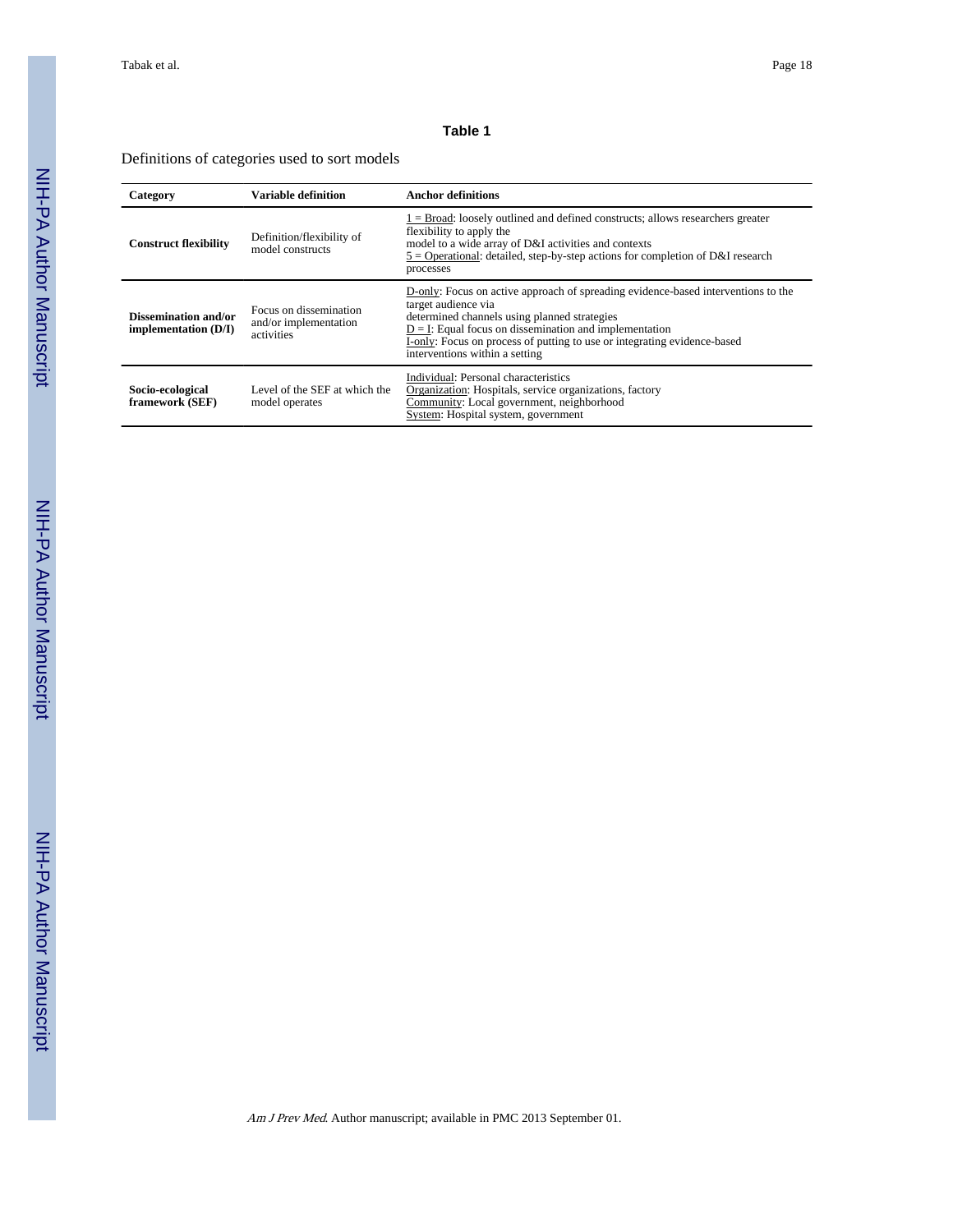**Table 1**

Definitions of categories used to sort models

| Category | Variable definition | Anchor definitions |
|---|---|---|
| **Construct flexibility** | Definition/flexibility of model constructs | 1 = Broad: loosely outlined and defined constructs; allows researchers greater flexibility to apply the model to a wide array of D&I activities and contexts<br>5 = Operational: detailed, step-by-step actions for completion of D&I research processes |
| **Dissemination and/or implementation (D/I)** | Focus on dissemination and/or implementation activities | D-only: Focus on active approach of spreading evidence-based interventions to the target audience via determined channels using planned strategies<br>D = I: Equal focus on dissemination and implementation<br>I-only: Focus on process of putting to use or integrating evidence-based interventions within a setting |
| **Socio-ecological framework (SEF)** | Level of the SEF at which the model operates | Individual: Personal characteristics<br>Organization: Hospitals, service organizations, factory<br>Community: Local government, neighborhood<br>System: Hospital system, government |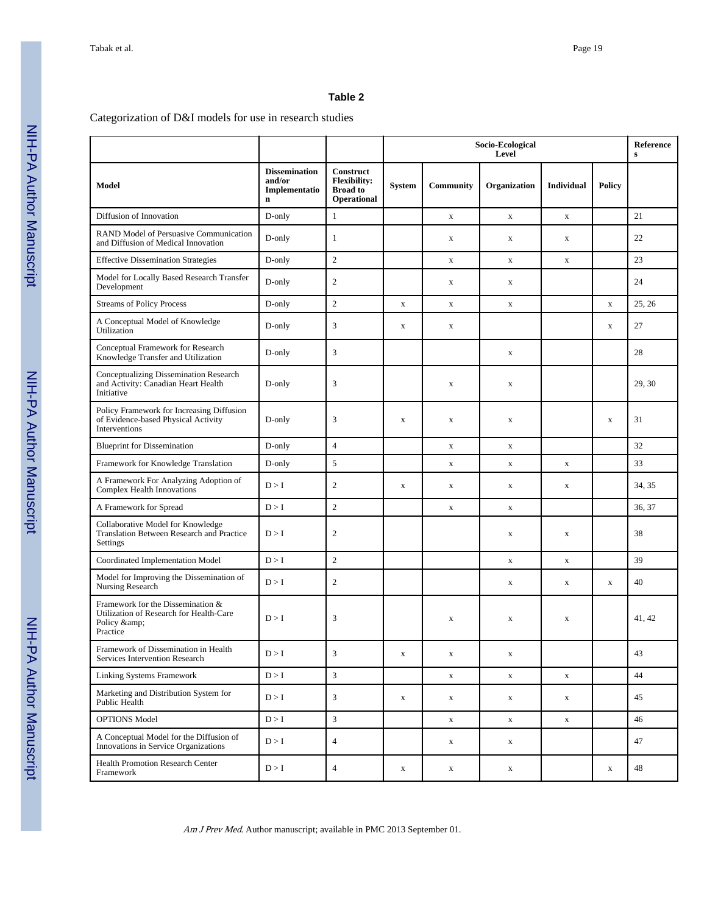**Table 2**

Categorization of D&I models for use in research studies

| | | | Socio-Ecological Level | | | | | References |
|---|---|---|---|---|---|---|---|---|
| **Model** | **Dissemination and/or Implementation** | **Construct Flexibility: Broad to Operational** | **System** | **Community** | **Organization** | **Individual** | **Policy** | |
| Diffusion of Innovation | D-only | 1 | | x | x | x | | 21 |
| RAND Model of Persuasive Communication and Diffusion of Medical Innovation | D-only | 1 | | x | x | x | | 22 |
| Effective Dissemination Strategies | D-only | 2 | | x | x | x | | 23 |
| Model for Locally Based Research Transfer Development | D-only | 2 | | x | x | | | 24 |
| Streams of Policy Process | D-only | 2 | x | x | x | | x | 25, 26 |
| A Conceptual Model of Knowledge Utilization | D-only | 3 | x | x | | | x | 27 |
| Conceptual Framework for Research Knowledge Transfer and Utilization | D-only | 3 | | | x | | | 28 |
| Conceptualizing Dissemination Research and Activity: Canadian Heart Health Initiative | D-only | 3 | | x | x | | | 29, 30 |
| Policy Framework for Increasing Diffusion of Evidence-based Physical Activity Interventions | D-only | 3 | x | x | x | | x | 31 |
| Blueprint for Dissemination | D-only | 4 | | x | x | | | 32 |
| Framework for Knowledge Translation | D-only | 5 | | x | x | x | | 33 |
| A Framework For Analyzing Adoption of Complex Health Innovations | D > I | 2 | x | x | x | x | | 34, 35 |
| A Framework for Spread | D > I | 2 | | x | x | | | 36, 37 |
| Collaborative Model for Knowledge Translation Between Research and Practice Settings | D > I | 2 | | | x | x | | 38 |
| Coordinated Implementation Model | D > I | 2 | | | x | x | | 39 |
| Model for Improving the Dissemination of Nursing Research | D > I | 2 | | | x | x | x | 40 |
| Framework for the Dissemination & Utilization of Research for Health-Care Policy &amp; Practice | D > I | 3 | | x | x | x | | 41, 42 |
| Framework of Dissemination in Health Services Intervention Research | D > I | 3 | x | x | x | | | 43 |
| Linking Systems Framework | D > I | 3 | | x | x | x | | 44 |
| Marketing and Distribution System for Public Health | D > I | 3 | x | x | x | x | | 45 |
| OPTIONS Model | D > I | 3 | | x | x | x | | 46 |
| A Conceptual Model for the Diffusion of Innovations in Service Organizations | D > I | 4 | | x | x | | | 47 |
| Health Promotion Research Center Framework | D > I | 4 | x | x | x | | x | 48 |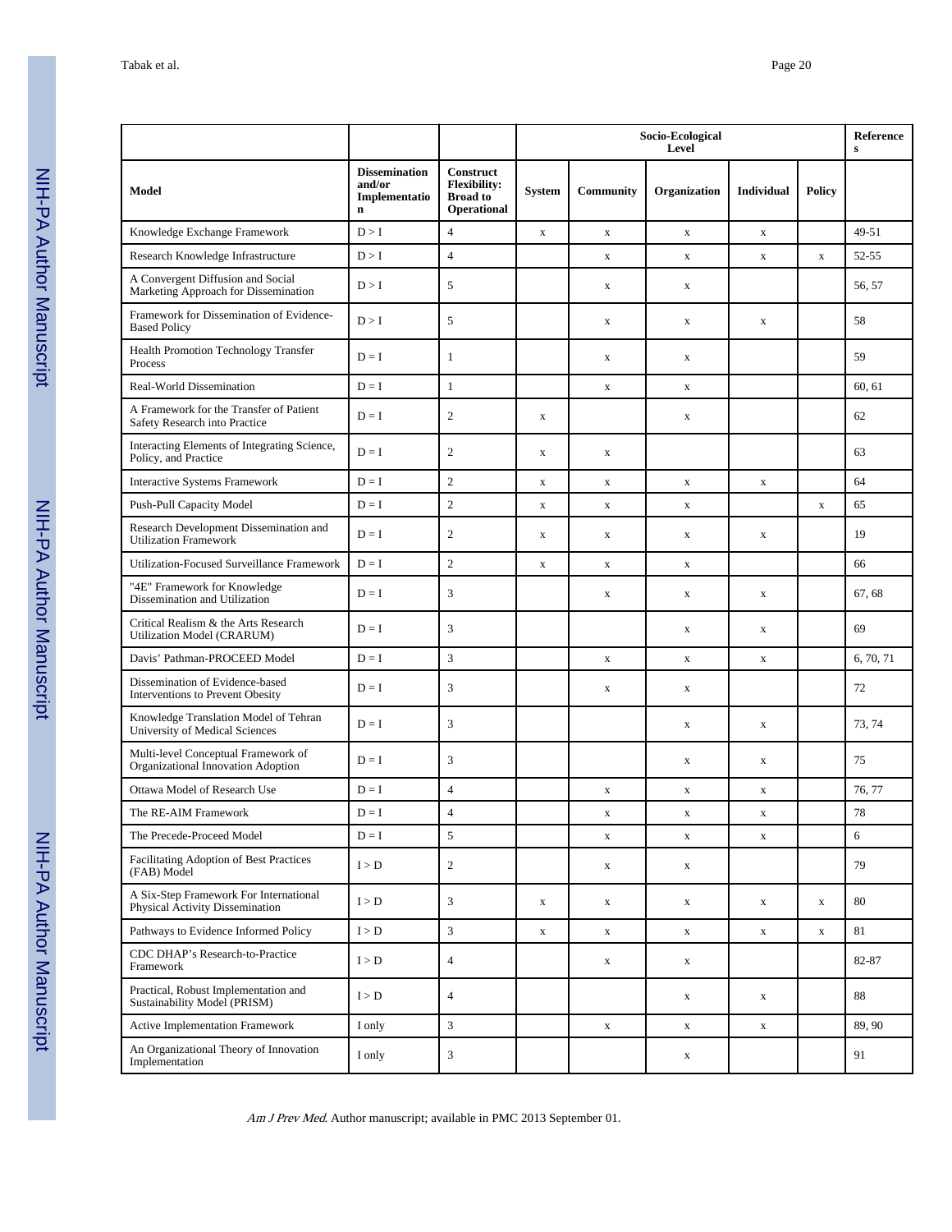| | | | Socio-Ecological Level | | | | | References |
|---|---|---|---|---|---|---|---|---|
| **Model** | **Dissemination and/or Implementation** | **Construct Flexibility: Broad to Operational** | **System** | **Community** | **Organization** | **Individual** | **Policy** | |
| Knowledge Exchange Framework | D > I | 4 | x | x | x | x | | 49-51 |
| Research Knowledge Infrastructure | D > I | 4 | | x | x | x | x | 52-55 |
| A Convergent Diffusion and Social Marketing Approach for Dissemination | D > I | 5 | | x | x | | | 56, 57 |
| Framework for Dissemination of Evidence-Based Policy | D > I | 5 | | x | x | x | | 58 |
| Health Promotion Technology Transfer Process | D = I | 1 | | x | x | | | 59 |
| Real-World Dissemination | D = I | 1 | | x | x | | | 60, 61 |
| A Framework for the Transfer of Patient Safety Research into Practice | D = I | 2 | x | | x | | | 62 |
| Interacting Elements of Integrating Science, Policy, and Practice | D = I | 2 | x | x | | | | 63 |
| Interactive Systems Framework | D = I | 2 | x | x | x | x | | 64 |
| Push-Pull Capacity Model | D = I | 2 | x | x | x | | x | 65 |
| Research Development Dissemination and Utilization Framework | D = I | 2 | x | x | x | x | | 19 |
| Utilization-Focused Surveillance Framework | D = I | 2 | x | x | x | | | 66 |
| "4E" Framework for Knowledge Dissemination and Utilization | D = I | 3 | | x | x | x | | 67, 68 |
| Critical Realism & the Arts Research Utilization Model (CRARUM) | D = I | 3 | | | x | x | | 69 |
| Davis' Pathman-PROCEED Model | D = I | 3 | | x | x | x | | 6, 70, 71 |
| Dissemination of Evidence-based Interventions to Prevent Obesity | D = I | 3 | | x | x | | | 72 |
| Knowledge Translation Model of Tehran University of Medical Sciences | D = I | 3 | | | x | x | | 73, 74 |
| Multi-level Conceptual Framework of Organizational Innovation Adoption | D = I | 3 | | | x | x | | 75 |
| Ottawa Model of Research Use | D = I | 4 | | x | x | x | | 76, 77 |
| The RE-AIM Framework | D = I | 4 | | x | x | x | | 78 |
| The Precede-Proceed Model | D = I | 5 | | x | x | x | | 6 |
| Facilitating Adoption of Best Practices (FAB) Model | I > D | 2 | | x | x | | | 79 |
| A Six-Step Framework For International Physical Activity Dissemination | I > D | 3 | x | x | x | x | x | 80 |
| Pathways to Evidence Informed Policy | I > D | 3 | x | x | x | x | x | 81 |
| CDC DHAP's Research-to-Practice Framework | I > D | 4 | | x | x | | | 82-87 |
| Practical, Robust Implementation and Sustainability Model (PRISM) | I > D | 4 | | | x | x | | 88 |
| Active Implementation Framework | I only | 3 | | x | x | x | | 89, 90 |
| An Organizational Theory of Innovation Implementation | I only | 3 | | | x | | | 91 |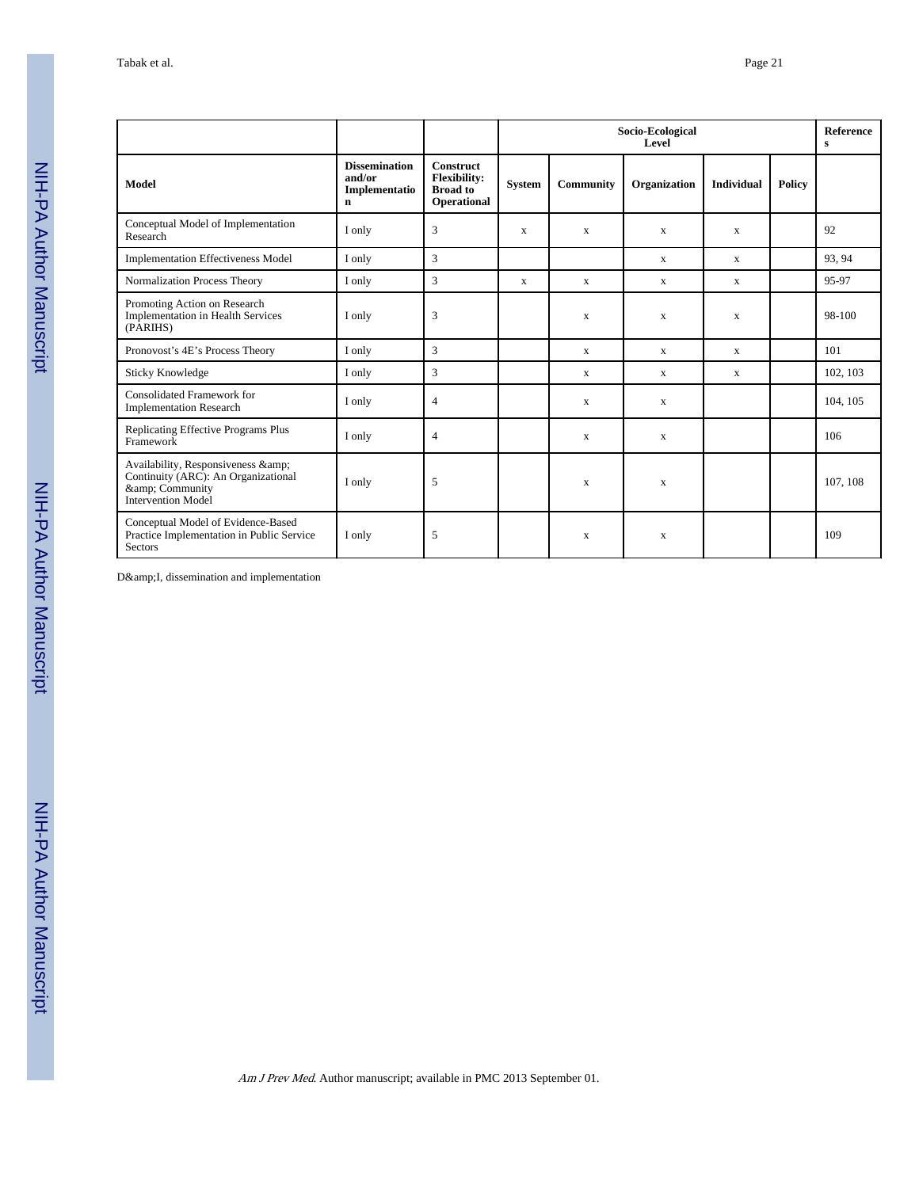| | | | Socio-Ecological Level | | | | | References |
|---|---|---|---|---|---|---|---|---|
| Model | Dissemination and/or Implementation | Construct Flexibility: Broad to Operational | System | Community | Organization | Individual | Policy | |
| Conceptual Model of Implementation Research | I only | 3 | x | x | x | x | | 92 |
| Implementation Effectiveness Model | I only | 3 | | | x | x | | 93, 94 |
| Normalization Process Theory | I only | 3 | x | x | x | x | | 95-97 |
| Promoting Action on Research Implementation in Health Services (PARIHS) | I only | 3 | | x | x | x | | 98-100 |
| Pronovost's 4E's Process Theory | I only | 3 | | x | x | x | | 101 |
| Sticky Knowledge | I only | 3 | | x | x | x | | 102, 103 |
| Consolidated Framework for Implementation Research | I only | 4 | | x | x | | | 104, 105 |
| Replicating Effective Programs Plus Framework | I only | 4 | | x | x | | | 106 |
| Availability, Responsiveness &amp; Continuity (ARC): An Organizational &amp; Community Intervention Model | I only | 5 | | x | x | | | 107, 108 |
| Conceptual Model of Evidence-Based Practice Implementation in Public Service Sectors | I only | 5 | | x | x | | | 109 |

D&amp;I, dissemination and implementation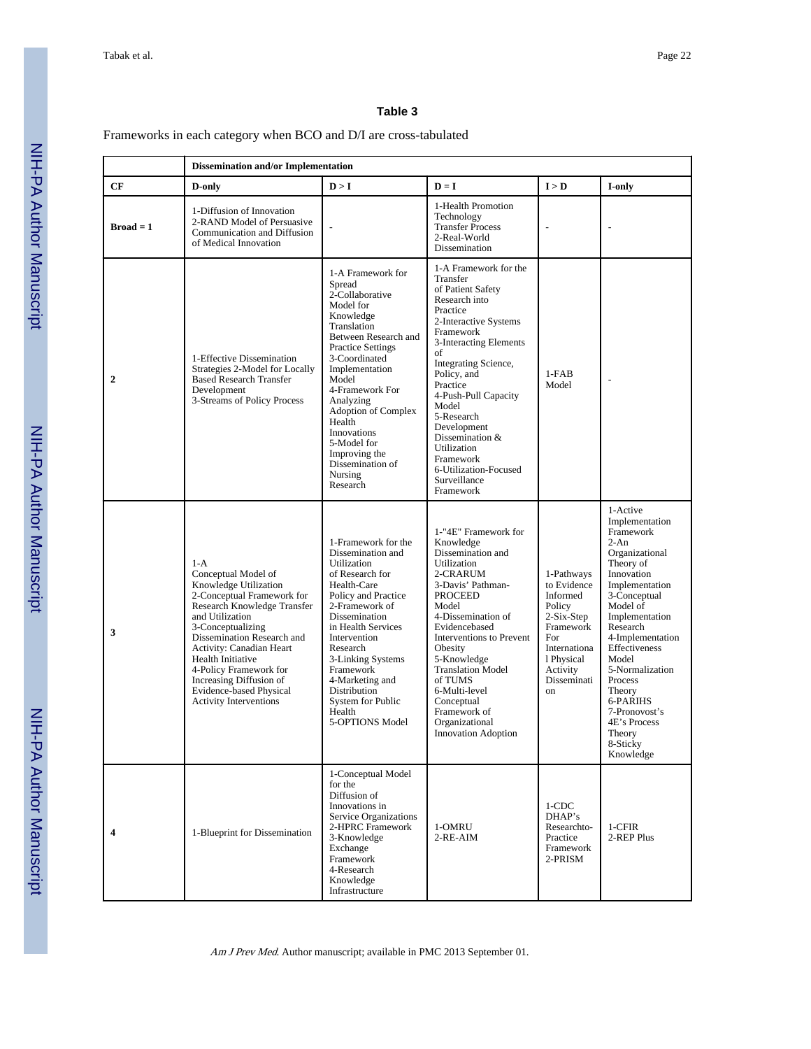**Table 3**

Frameworks in each category when BCO and D/I are cross-tabulated

| | Dissemination and/or Implementation | | | | |
|---|---|---|---|---|---|
| **CF** | **D-only** | **D > I** | **D = I** | **I > D** | **I-only** |
| **Broad = 1** | 1-Diffusion of Innovation<br>2-RAND Model of Persuasive Communication and Diffusion of Medical Innovation | - | 1-Health Promotion Technology Transfer Process<br>2-Real-World Dissemination | - | - |
| **2** | 1-Effective Dissemination Strategies 2-Model for Locally Based Research Transfer Development<br>3-Streams of Policy Process | 1-A Framework for Spread<br>2-Collaborative Model for Knowledge Translation Between Research and Practice Settings<br>3-Coordinated Implementation Model<br>4-Framework For Analyzing Adoption of Complex Health Innovations<br>5-Model for Improving the Dissemination of Nursing Research | 1-A Framework for the Transfer of Patient Safety Research into Practice<br>2-Interactive Systems Framework<br>3-Interacting Elements of Integrating Science, Policy, and Practice<br>4-Push-Pull Capacity Model<br>5-Research Development Dissemination & Utilization Framework<br>6-Utilization-Focused Surveillance Framework | 1-FAB Model | - |
| **3** | 1-A Conceptual Model of Knowledge Utilization<br>2-Conceptual Framework for Research Knowledge Transfer and Utilization<br>3-Conceptualizing Dissemination Research and Activity: Canadian Heart Health Initiative<br>4-Policy Framework for Increasing Diffusion of Evidence-based Physical Activity Interventions | 1-Framework for the Dissemination and Utilization of Research for Health-Care Policy and Practice<br>2-Framework of Dissemination in Health Services Intervention Research<br>3-Linking Systems Framework<br>4-Marketing and Distribution System for Public Health<br>5-OPTIONS Model | 1-"4E" Framework for Knowledge Dissemination and Utilization<br>2-CRARUM<br>3-Davis' Pathman-PROCEED Model<br>4-Dissemination of Evidencebased Interventions to Prevent Obesity<br>5-Knowledge Translation Model of TUMS<br>6-Multi-level Conceptual Framework of Organizational Innovation Adoption | 1-Pathways to Evidence Informed Policy<br>2-Six-Step Framework For International Physical Activity Dissemination | 1-Active Implementation Framework<br>2-An Organizational Theory of Innovation Implementation<br>3-Conceptual Model of Implementation Research<br>4-Implementation Effectiveness Model<br>5-Normalization Process Theory<br>6-PARIHS<br>7-Pronovost's 4E's Process Theory<br>8-Sticky Knowledge |
| **4** | 1-Blueprint for Dissemination | 1-Conceptual Model for the Diffusion of Innovations in Service Organizations<br>2-HPRC Framework<br>3-Knowledge Exchange Framework<br>4-Research Knowledge Infrastructure | 1-OMRU<br>2-RE-AIM | 1-CDC DHAP's Researchto-Practice Framework<br>2-PRISM | 1-CFIR<br>2-REP Plus |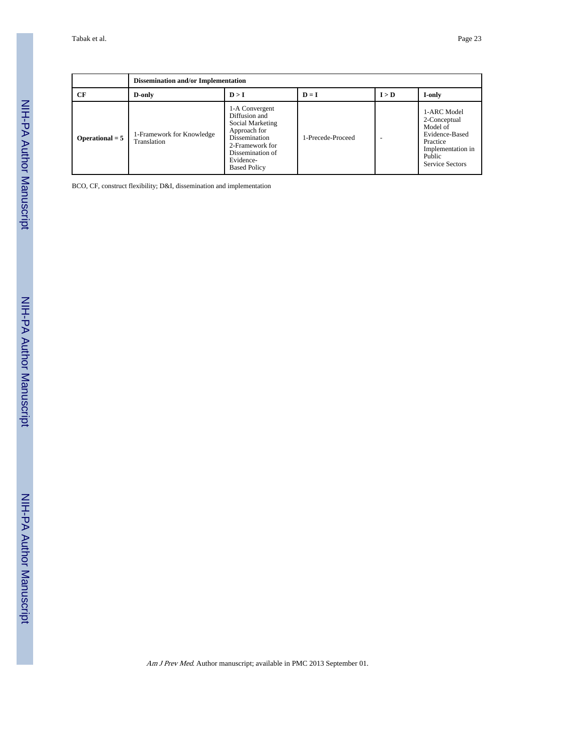| | Dissemination and/or Implementation | | | | |
|---|---|---|---|---|---|
| **CF** | **D-only** | **D > I** | **D = I** | **I > D** | **I-only** |
| **Operational = 5** | 1-Framework for Knowledge Translation | 1-A Convergent Diffusion and Social Marketing Approach for Dissemination 2-Framework for Dissemination of Evidence-Based Policy | 1-Precede-Proceed | - | 1-ARC Model 2-Conceptual Model of Evidence-Based Practice Implementation in Public Service Sectors |

BCO, CF, construct flexibility; D&I, dissemination and implementation